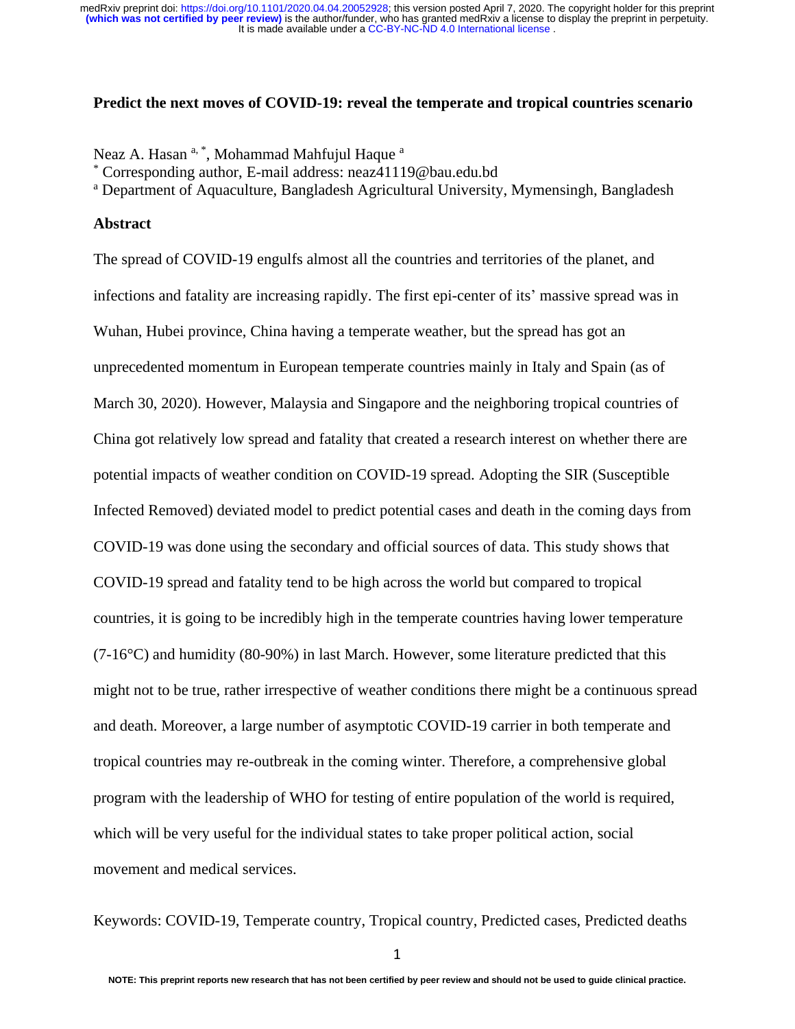# Predict the next moves of COVID-19: reveal the temperate and tropical countries scenario

Neaz A. Hasan [a, *], Mohammad Mahfujul Haque [a]

[*] Corresponding author, E-mail address: neaz41119@bau.edu.bd

[a] Department of Aquaculture, Bangladesh Agricultural University, Mymensingh, Bangladesh

## Abstract

The spread of COVID-19 engulfs almost all the countries and territories of the planet, and infections and fatality are increasing rapidly. The first epi-center of its' massive spread was in Wuhan, Hubei province, China having a temperate weather, but the spread has got an unprecedented momentum in European temperate countries mainly in Italy and Spain (as of March 30, 2020). However, Malaysia and Singapore and the neighboring tropical countries of China got relatively low spread and fatality that created a research interest on whether there are potential impacts of weather condition on COVID-19 spread. Adopting the SIR (Susceptible Infected Removed) deviated model to predict potential cases and death in the coming days from COVID-19 was done using the secondary and official sources of data. This study shows that COVID-19 spread and fatality tend to be high across the world but compared to tropical countries, it is going to be incredibly high in the temperate countries having lower temperature (7-16°C) and humidity (80-90%) in last March. However, some literature predicted that this might not to be true, rather irrespective of weather conditions there might be a continuous spread and death. Moreover, a large number of asymptotic COVID-19 carrier in both temperate and tropical countries may re-outbreak in the coming winter. Therefore, a comprehensive global program with the leadership of WHO for testing of entire population of the world is required, which will be very useful for the individual states to take proper political action, social movement and medical services.

Keywords: COVID-19, Temperate country, Tropical country, Predicted cases, Predicted deaths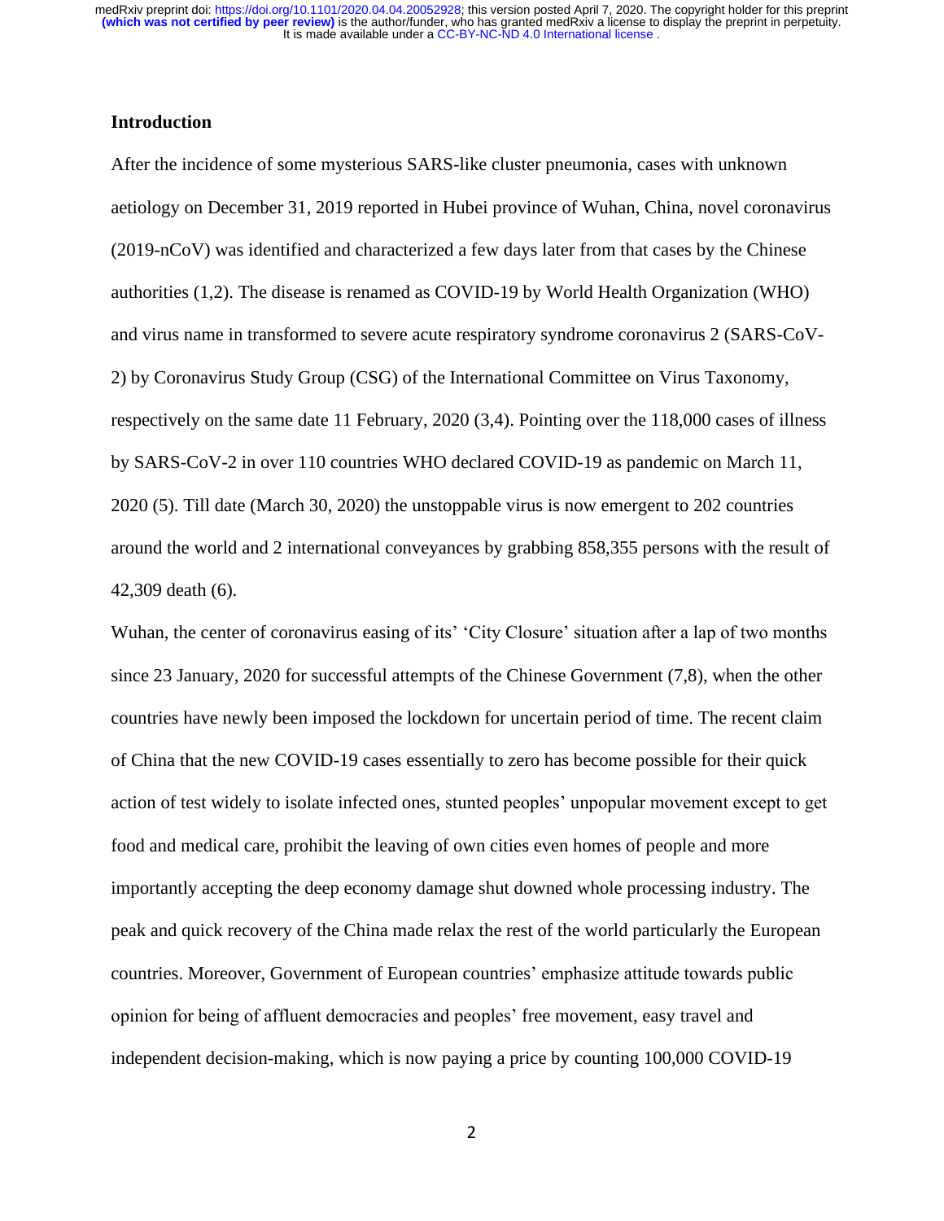## Introduction

After the incidence of some mysterious SARS-like cluster pneumonia, cases with unknown aetiology on December 31, 2019 reported in Hubei province of Wuhan, China, novel coronavirus (2019-nCoV) was identified and characterized a few days later from that cases by the Chinese authorities (1,2). The disease is renamed as COVID-19 by World Health Organization (WHO) and virus name in transformed to severe acute respiratory syndrome coronavirus 2 (SARS-CoV-2) by Coronavirus Study Group (CSG) of the International Committee on Virus Taxonomy, respectively on the same date 11 February, 2020 (3,4). Pointing over the 118,000 cases of illness by SARS-CoV-2 in over 110 countries WHO declared COVID-19 as pandemic on March 11, 2020 (5). Till date (March 30, 2020) the unstoppable virus is now emergent to 202 countries around the world and 2 international conveyances by grabbing 858,355 persons with the result of 42,309 death (6).

Wuhan, the center of coronavirus easing of its' 'City Closure' situation after a lap of two months since 23 January, 2020 for successful attempts of the Chinese Government (7,8), when the other countries have newly been imposed the lockdown for uncertain period of time. The recent claim of China that the new COVID-19 cases essentially to zero has become possible for their quick action of test widely to isolate infected ones, stunted peoples' unpopular movement except to get food and medical care, prohibit the leaving of own cities even homes of people and more importantly accepting the deep economy damage shut downed whole processing industry. The peak and quick recovery of the China made relax the rest of the world particularly the European countries. Moreover, Government of European countries' emphasize attitude towards public opinion for being of affluent democracies and peoples' free movement, easy travel and independent decision-making, which is now paying a price by counting 100,000 COVID-19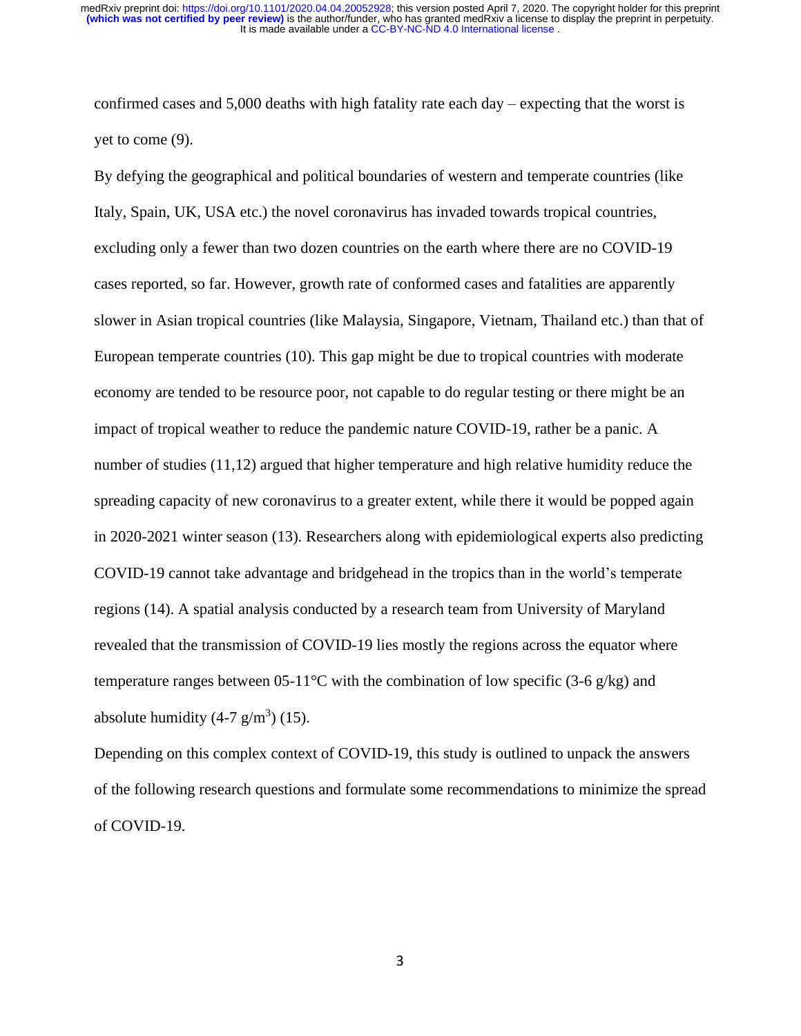confirmed cases and 5,000 deaths with high fatality rate each day – expecting that the worst is yet to come (9).

By defying the geographical and political boundaries of western and temperate countries (like Italy, Spain, UK, USA etc.) the novel coronavirus has invaded towards tropical countries, excluding only a fewer than two dozen countries on the earth where there are no COVID-19 cases reported, so far. However, growth rate of conformed cases and fatalities are apparently slower in Asian tropical countries (like Malaysia, Singapore, Vietnam, Thailand etc.) than that of European temperate countries (10). This gap might be due to tropical countries with moderate economy are tended to be resource poor, not capable to do regular testing or there might be an impact of tropical weather to reduce the pandemic nature COVID-19, rather be a panic. A number of studies (11,12) argued that higher temperature and high relative humidity reduce the spreading capacity of new coronavirus to a greater extent, while there it would be popped again in 2020-2021 winter season (13). Researchers along with epidemiological experts also predicting COVID-19 cannot take advantage and bridgehead in the tropics than in the world's temperate regions (14). A spatial analysis conducted by a research team from University of Maryland revealed that the transmission of COVID-19 lies mostly the regions across the equator where temperature ranges between 05-11°C with the combination of low specific (3-6 g/kg) and absolute humidity (4-7 $g/m^3$) (15).

Depending on this complex context of COVID-19, this study is outlined to unpack the answers of the following research questions and formulate some recommendations to minimize the spread of COVID-19.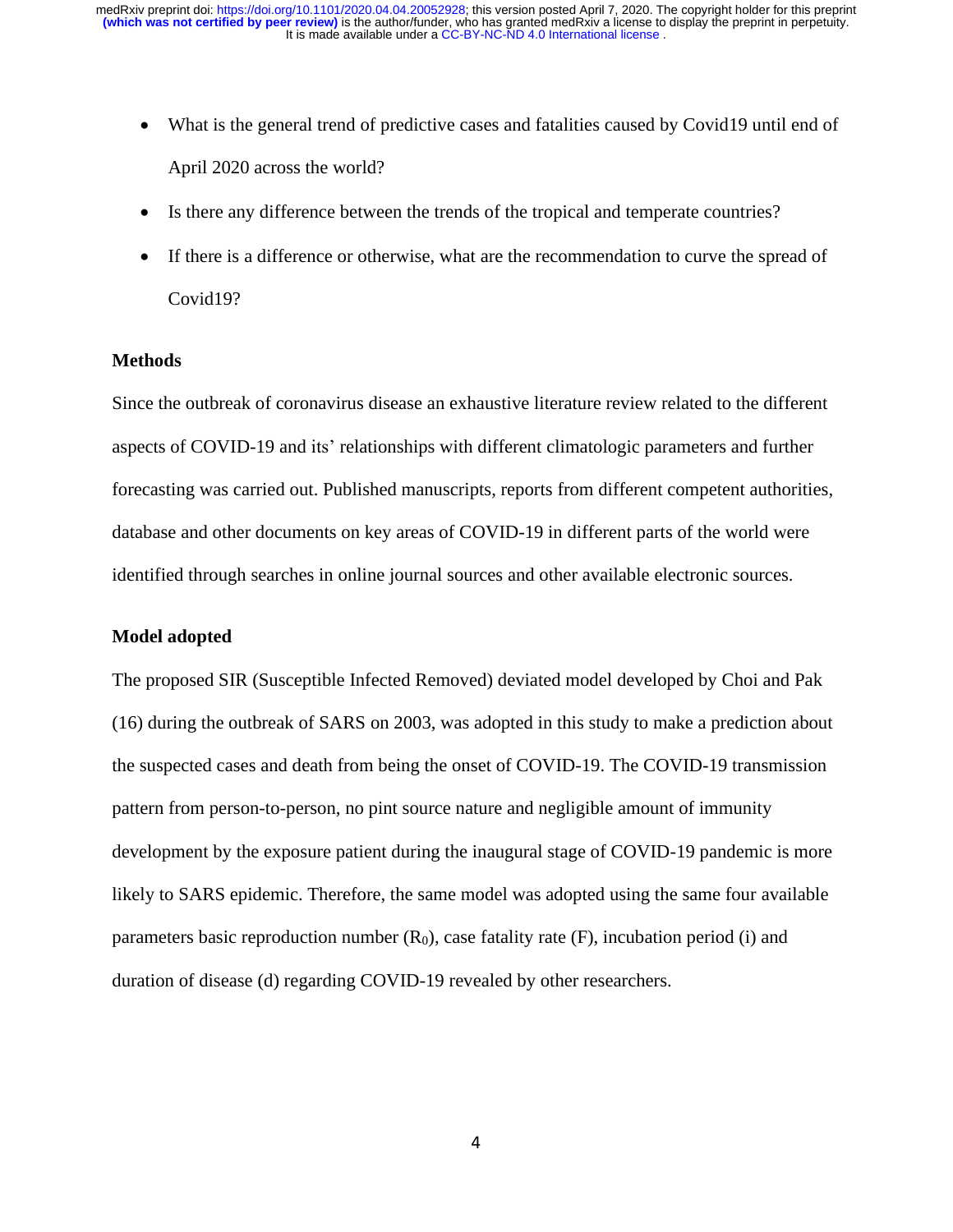- What is the general trend of predictive cases and fatalities caused by Covid19 until end of April 2020 across the world?
- Is there any difference between the trends of the tropical and temperate countries?
- If there is a difference or otherwise, what are the recommendation to curve the spread of Covid19?

## Methods

Since the outbreak of coronavirus disease an exhaustive literature review related to the different aspects of COVID-19 and its' relationships with different climatologic parameters and further forecasting was carried out. Published manuscripts, reports from different competent authorities, database and other documents on key areas of COVID-19 in different parts of the world were identified through searches in online journal sources and other available electronic sources.

## Model adopted

The proposed SIR (Susceptible Infected Removed) deviated model developed by Choi and Pak (16) during the outbreak of SARS on 2003, was adopted in this study to make a prediction about the suspected cases and death from being the onset of COVID-19. The COVID-19 transmission pattern from person-to-person, no pint source nature and negligible amount of immunity development by the exposure patient during the inaugural stage of COVID-19 pandemic is more likely to SARS epidemic. Therefore, the same model was adopted using the same four available parameters basic reproduction number ($R_0$), case fatality rate (F), incubation period (i) and duration of disease (d) regarding COVID-19 revealed by other researchers.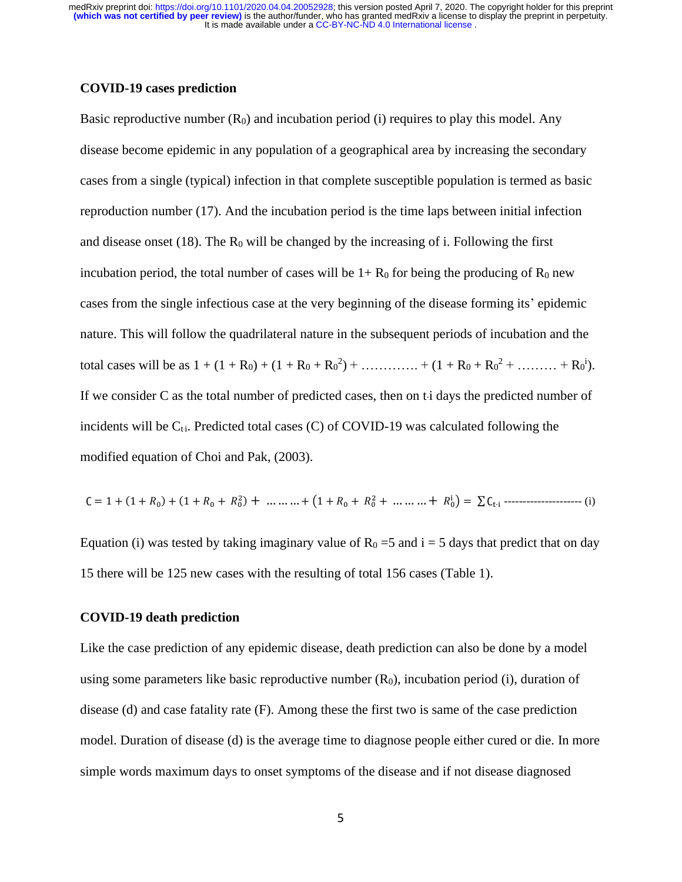**COVID-19 cases prediction**

Basic reproductive number ($R_0$) and incubation period (i) requires to play this model. Any disease become epidemic in any population of a geographical area by increasing the secondary cases from a single (typical) infection in that complete susceptible population is termed as basic reproduction number (17). And the incubation period is the time laps between initial infection and disease onset (18). The $R_0$ will be changed by the increasing of i. Following the first incubation period, the total number of cases will be $1+ R_0$ for being the producing of $R_0$ new cases from the single infectious case at the very beginning of the disease forming its' epidemic nature. This will follow the quadrilateral nature in the subsequent periods of incubation and the total cases will be as $1 + (1 + R_0) + (1 + R_0 + R_0^2) + \ldots\ldots\ldots\ldots + (1 + R_0 + R_0^2 + \ldots\ldots\ldots + R_0^i)$. If we consider C as the total number of predicted cases, then on t·i days the predicted number of incidents will be $C_{t \cdot i}$. Predicted total cases (C) of COVID-19 was calculated following the modified equation of Choi and Pak, (2003).

$$C = 1 + (1 + R_0) + (1 + R_0 + R_0^2) + \ldots\ldots\ldots + (1 + R_0 + R_0^2 + \ldots\ldots\ldots + R_0^i) = \sum C_{t \cdot i} \text{ --------------------- (i)}$$

Equation (i) was tested by taking imaginary value of $R_0 = 5$ and $i = 5$ days that predict that on day 15 there will be 125 new cases with the resulting of total 156 cases (Table 1).

**COVID-19 death prediction**

Like the case prediction of any epidemic disease, death prediction can also be done by a model using some parameters like basic reproductive number ($R_0$), incubation period (i), duration of disease (d) and case fatality rate (F). Among these the first two is same of the case prediction model. Duration of disease (d) is the average time to diagnose people either cured or die. In more simple words maximum days to onset symptoms of the disease and if not disease diagnosed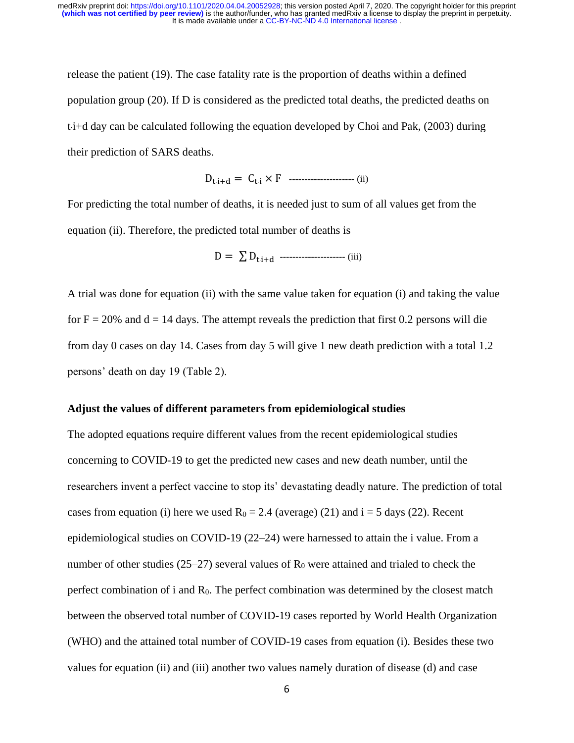release the patient (19). The case fatality rate is the proportion of deaths within a defined population group (20). If D is considered as the predicted total deaths, the predicted deaths on $t_{\cdot}i+d$ day can be calculated following the equation developed by Choi and Pak, (2003) during their prediction of SARS deaths.

$$D_{t \cdot i+d} = C_{t \cdot i} \times F \quad \text{--------------------- (ii)}$$

For predicting the total number of deaths, it is needed just to sum of all values get from the equation (ii). Therefore, the predicted total number of deaths is

$$D = \sum D_{t \cdot i+d} \quad \text{--------------------- (iii)}$$

A trial was done for equation (ii) with the same value taken for equation (i) and taking the value for F = 20% and d = 14 days. The attempt reveals the prediction that first 0.2 persons will die from day 0 cases on day 14. Cases from day 5 will give 1 new death prediction with a total 1.2 persons' death on day 19 (Table 2).

**Adjust the values of different parameters from epidemiological studies**

The adopted equations require different values from the recent epidemiological studies concerning to COVID-19 to get the predicted new cases and new death number, until the researchers invent a perfect vaccine to stop its' devastating deadly nature. The prediction of total cases from equation (i) here we used $R_0 = 2.4$ (average) (21) and i = 5 days (22). Recent epidemiological studies on COVID-19 (22–24) were harnessed to attain the i value. From a number of other studies (25–27) several values of $R_0$ were attained and trialed to check the perfect combination of i and $R_0$. The perfect combination was determined by the closest match between the observed total number of COVID-19 cases reported by World Health Organization (WHO) and the attained total number of COVID-19 cases from equation (i). Besides these two values for equation (ii) and (iii) another two values namely duration of disease (d) and case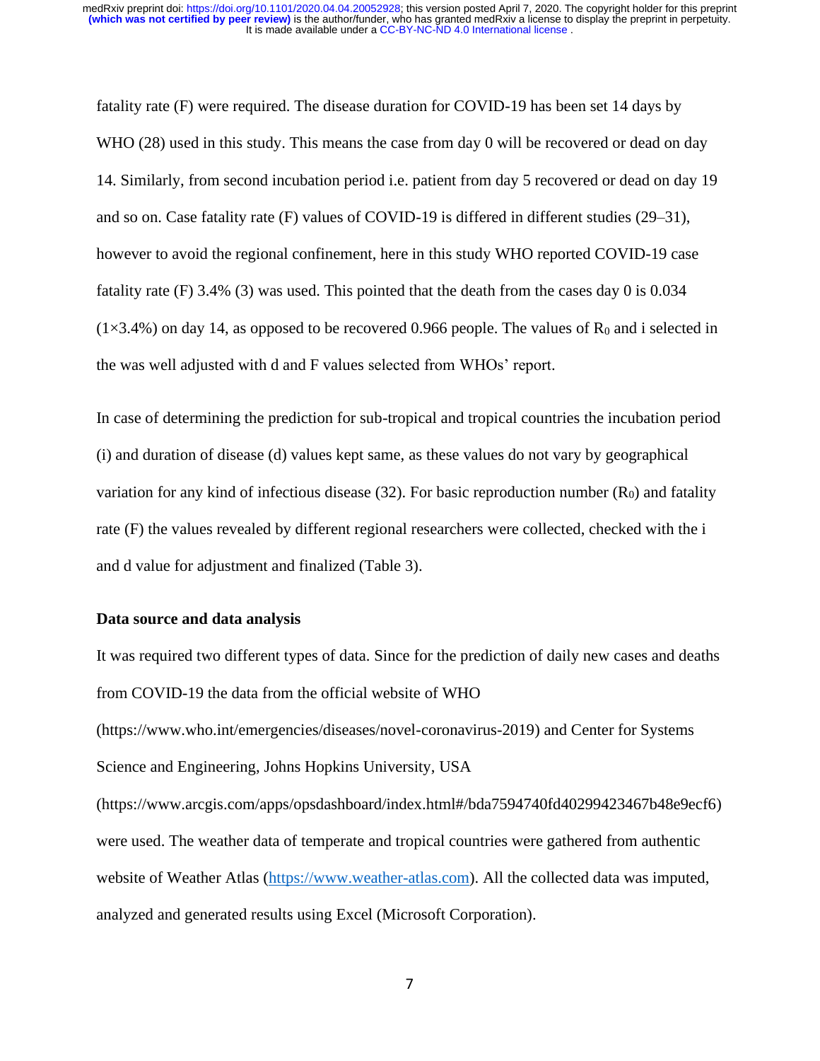fatality rate (F) were required. The disease duration for COVID-19 has been set 14 days by WHO (28) used in this study. This means the case from day 0 will be recovered or dead on day 14. Similarly, from second incubation period i.e. patient from day 5 recovered or dead on day 19 and so on. Case fatality rate (F) values of COVID-19 is differed in different studies (29–31), however to avoid the regional confinement, here in this study WHO reported COVID-19 case fatality rate (F) 3.4% (3) was used. This pointed that the death from the cases day 0 is 0.034 (1×3.4%) on day 14, as opposed to be recovered 0.966 people. The values of $R_0$ and i selected in the was well adjusted with d and F values selected from WHOs' report.

In case of determining the prediction for sub-tropical and tropical countries the incubation period (i) and duration of disease (d) values kept same, as these values do not vary by geographical variation for any kind of infectious disease (32). For basic reproduction number ($R_0$) and fatality rate (F) the values revealed by different regional researchers were collected, checked with the i and d value for adjustment and finalized (Table 3).

**Data source and data analysis**

It was required two different types of data. Since for the prediction of daily new cases and deaths from COVID-19 the data from the official website of WHO (https://www.who.int/emergencies/diseases/novel-coronavirus-2019) and Center for Systems Science and Engineering, Johns Hopkins University, USA (https://www.arcgis.com/apps/opsdashboard/index.html#/bda7594740fd40299423467b48e9ecf6) were used. The weather data of temperate and tropical countries were gathered from authentic website of Weather Atlas (https://www.weather-atlas.com). All the collected data was imputed, analyzed and generated results using Excel (Microsoft Corporation).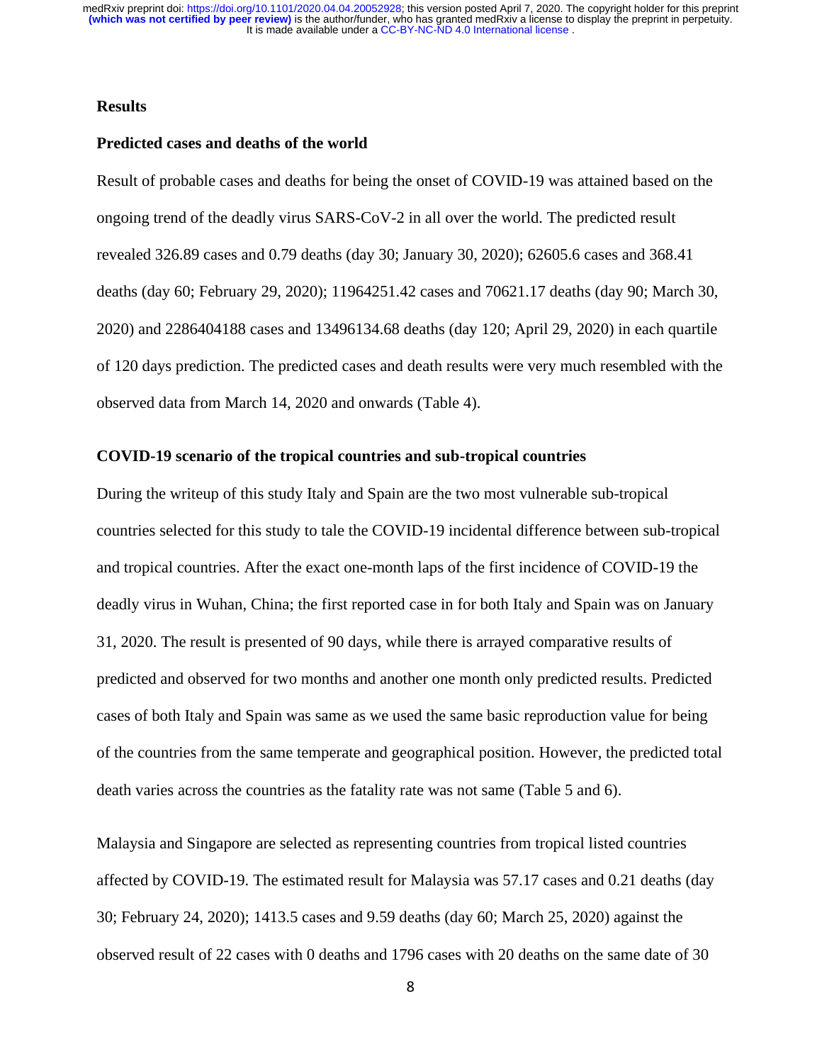## Results

### Predicted cases and deaths of the world

Result of probable cases and deaths for being the onset of COVID-19 was attained based on the ongoing trend of the deadly virus SARS-CoV-2 in all over the world. The predicted result revealed 326.89 cases and 0.79 deaths (day 30; January 30, 2020); 62605.6 cases and 368.41 deaths (day 60; February 29, 2020); 11964251.42 cases and 70621.17 deaths (day 90; March 30, 2020) and 2286404188 cases and 13496134.68 deaths (day 120; April 29, 2020) in each quartile of 120 days prediction. The predicted cases and death results were very much resembled with the observed data from March 14, 2020 and onwards (Table 4).

### COVID-19 scenario of the tropical countries and sub-tropical countries

During the writeup of this study Italy and Spain are the two most vulnerable sub-tropical countries selected for this study to tale the COVID-19 incidental difference between sub-tropical and tropical countries. After the exact one-month laps of the first incidence of COVID-19 the deadly virus in Wuhan, China; the first reported case in for both Italy and Spain was on January 31, 2020. The result is presented of 90 days, while there is arrayed comparative results of predicted and observed for two months and another one month only predicted results. Predicted cases of both Italy and Spain was same as we used the same basic reproduction value for being of the countries from the same temperate and geographical position. However, the predicted total death varies across the countries as the fatality rate was not same (Table 5 and 6).

Malaysia and Singapore are selected as representing countries from tropical listed countries affected by COVID-19. The estimated result for Malaysia was 57.17 cases and 0.21 deaths (day 30; February 24, 2020); 1413.5 cases and 9.59 deaths (day 60; March 25, 2020) against the observed result of 22 cases with 0 deaths and 1796 cases with 20 deaths on the same date of 30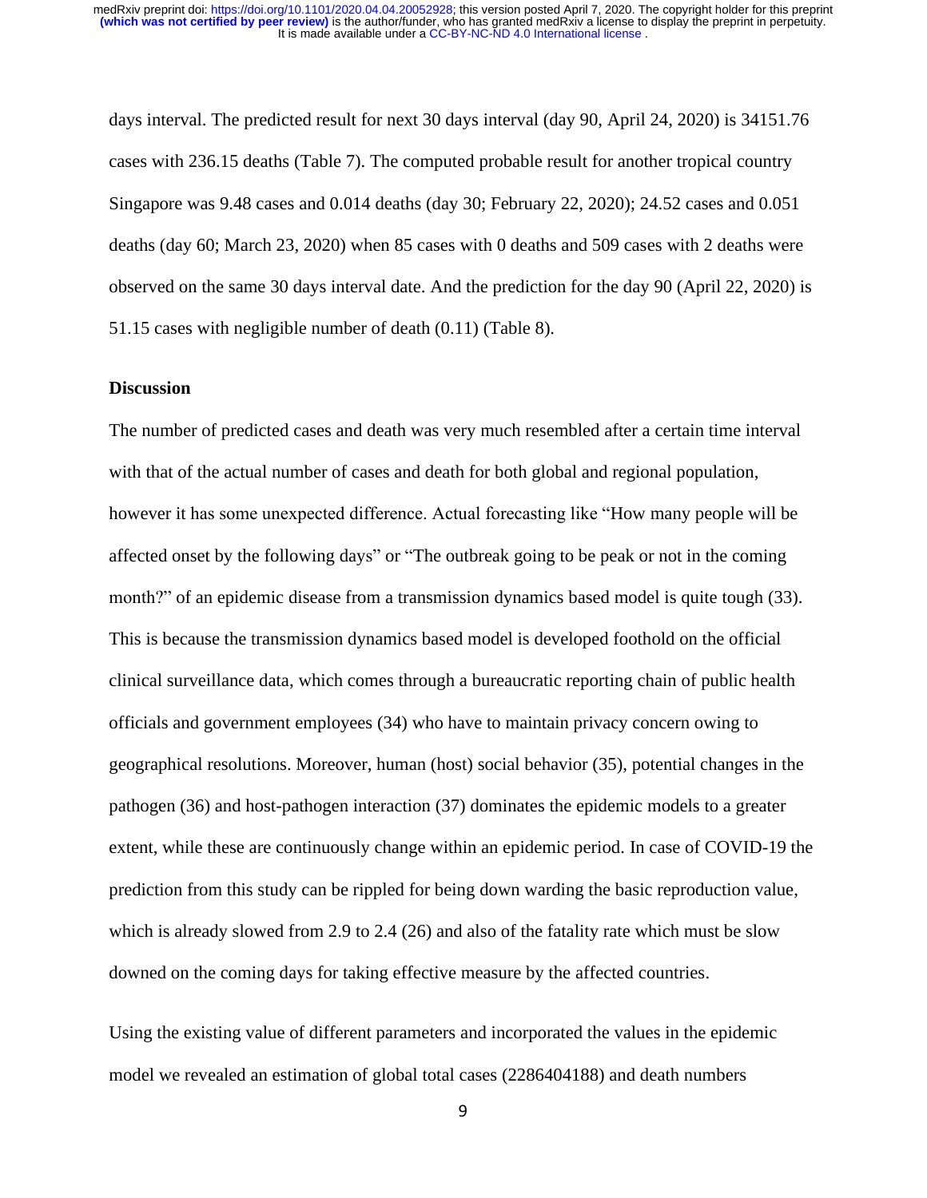days interval. The predicted result for next 30 days interval (day 90, April 24, 2020) is 34151.76 cases with 236.15 deaths (Table 7). The computed probable result for another tropical country Singapore was 9.48 cases and 0.014 deaths (day 30; February 22, 2020); 24.52 cases and 0.051 deaths (day 60; March 23, 2020) when 85 cases with 0 deaths and 509 cases with 2 deaths were observed on the same 30 days interval date. And the prediction for the day 90 (April 22, 2020) is 51.15 cases with negligible number of death (0.11) (Table 8).

## Discussion

The number of predicted cases and death was very much resembled after a certain time interval with that of the actual number of cases and death for both global and regional population, however it has some unexpected difference. Actual forecasting like "How many people will be affected onset by the following days" or "The outbreak going to be peak or not in the coming month?" of an epidemic disease from a transmission dynamics based model is quite tough (33). This is because the transmission dynamics based model is developed foothold on the official clinical surveillance data, which comes through a bureaucratic reporting chain of public health officials and government employees (34) who have to maintain privacy concern owing to geographical resolutions. Moreover, human (host) social behavior (35), potential changes in the pathogen (36) and host-pathogen interaction (37) dominates the epidemic models to a greater extent, while these are continuously change within an epidemic period. In case of COVID-19 the prediction from this study can be rippled for being down warding the basic reproduction value, which is already slowed from 2.9 to 2.4 (26) and also of the fatality rate which must be slow downed on the coming days for taking effective measure by the affected countries.

Using the existing value of different parameters and incorporated the values in the epidemic model we revealed an estimation of global total cases (2286404188) and death numbers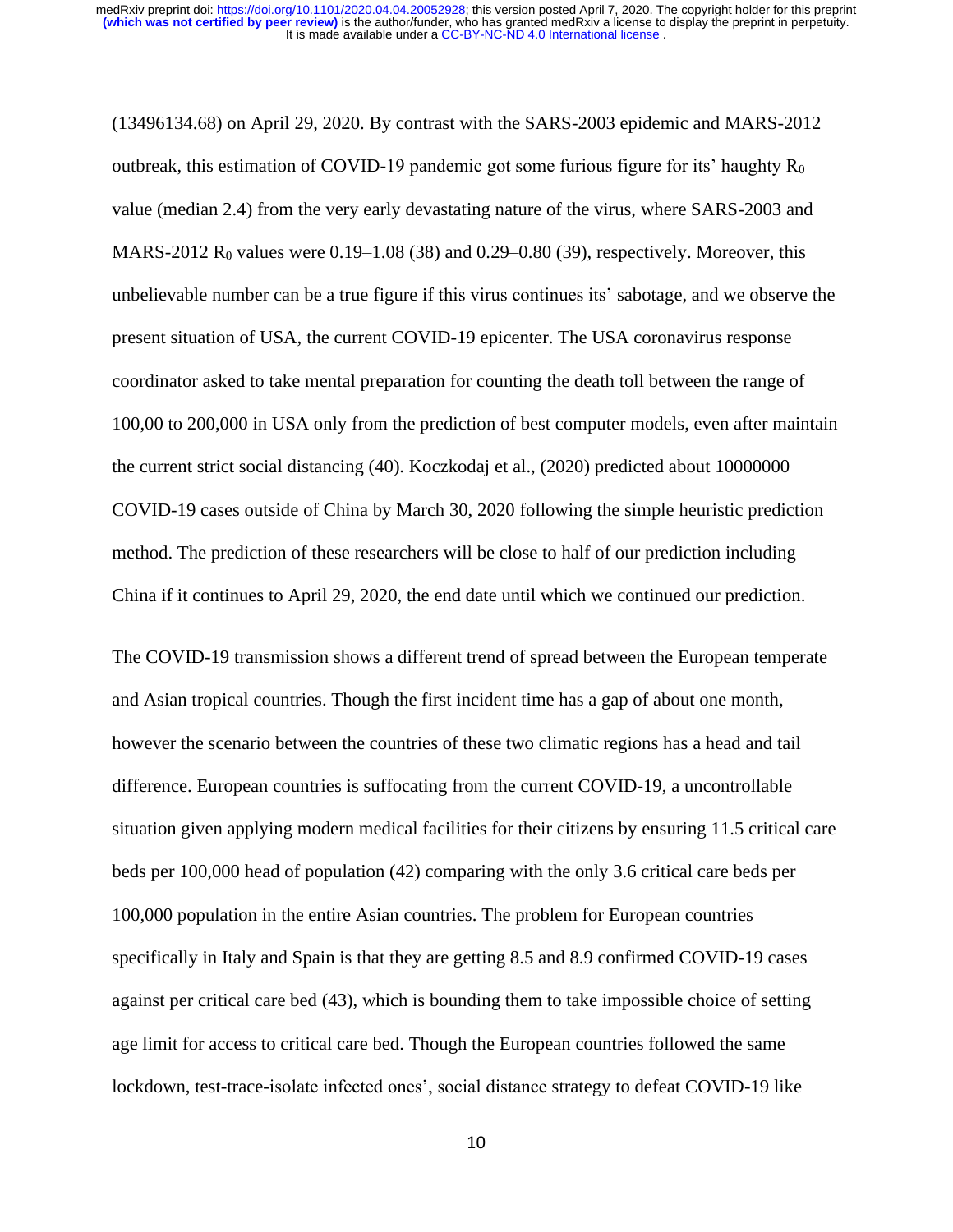(13496134.68) on April 29, 2020. By contrast with the SARS-2003 epidemic and MARS-2012 outbreak, this estimation of COVID-19 pandemic got some furious figure for its' haughty $R_0$ value (median 2.4) from the very early devastating nature of the virus, where SARS-2003 and MARS-2012 $R_0$ values were 0.19–1.08 (38) and 0.29–0.80 (39), respectively. Moreover, this unbelievable number can be a true figure if this virus continues its' sabotage, and we observe the present situation of USA, the current COVID-19 epicenter. The USA coronavirus response coordinator asked to take mental preparation for counting the death toll between the range of 100,00 to 200,000 in USA only from the prediction of best computer models, even after maintain the current strict social distancing (40). Koczkodaj et al., (2020) predicted about 10000000 COVID-19 cases outside of China by March 30, 2020 following the simple heuristic prediction method. The prediction of these researchers will be close to half of our prediction including China if it continues to April 29, 2020, the end date until which we continued our prediction.

The COVID-19 transmission shows a different trend of spread between the European temperate and Asian tropical countries. Though the first incident time has a gap of about one month, however the scenario between the countries of these two climatic regions has a head and tail difference. European countries is suffocating from the current COVID-19, a uncontrollable situation given applying modern medical facilities for their citizens by ensuring 11.5 critical care beds per 100,000 head of population (42) comparing with the only 3.6 critical care beds per 100,000 population in the entire Asian countries. The problem for European countries specifically in Italy and Spain is that they are getting 8.5 and 8.9 confirmed COVID-19 cases against per critical care bed (43), which is bounding them to take impossible choice of setting age limit for access to critical care bed. Though the European countries followed the same lockdown, test-trace-isolate infected ones', social distance strategy to defeat COVID-19 like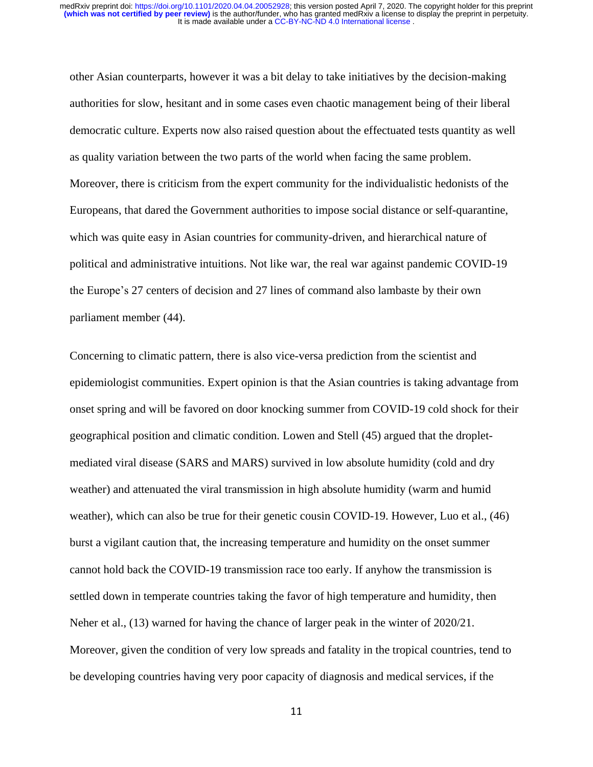other Asian counterparts, however it was a bit delay to take initiatives by the decision-making authorities for slow, hesitant and in some cases even chaotic management being of their liberal democratic culture. Experts now also raised question about the effectuated tests quantity as well as quality variation between the two parts of the world when facing the same problem. Moreover, there is criticism from the expert community for the individualistic hedonists of the Europeans, that dared the Government authorities to impose social distance or self-quarantine, which was quite easy in Asian countries for community-driven, and hierarchical nature of political and administrative intuitions. Not like war, the real war against pandemic COVID-19 the Europe's 27 centers of decision and 27 lines of command also lambaste by their own parliament member (44).

Concerning to climatic pattern, there is also vice-versa prediction from the scientist and epidemiologist communities. Expert opinion is that the Asian countries is taking advantage from onset spring and will be favored on door knocking summer from COVID-19 cold shock for their geographical position and climatic condition. Lowen and Stell (45) argued that the droplet-mediated viral disease (SARS and MARS) survived in low absolute humidity (cold and dry weather) and attenuated the viral transmission in high absolute humidity (warm and humid weather), which can also be true for their genetic cousin COVID-19. However, Luo et al., (46) burst a vigilant caution that, the increasing temperature and humidity on the onset summer cannot hold back the COVID-19 transmission race too early. If anyhow the transmission is settled down in temperate countries taking the favor of high temperature and humidity, then Neher et al., (13) warned for having the chance of larger peak in the winter of 2020/21. Moreover, given the condition of very low spreads and fatality in the tropical countries, tend to be developing countries having very poor capacity of diagnosis and medical services, if the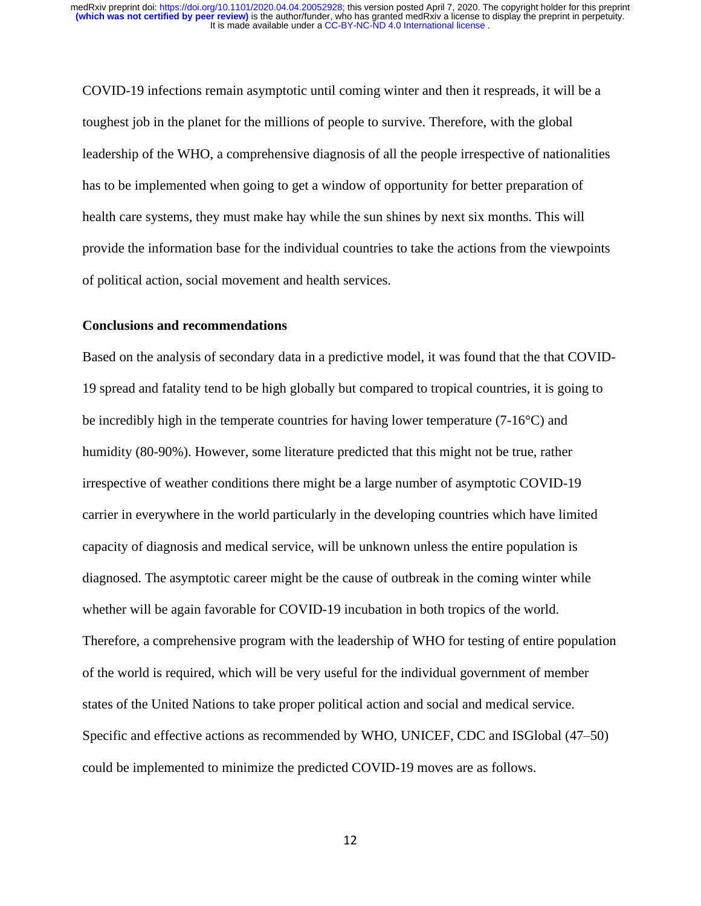COVID-19 infections remain asymptotic until coming winter and then it respreads, it will be a toughest job in the planet for the millions of people to survive. Therefore, with the global leadership of the WHO, a comprehensive diagnosis of all the people irrespective of nationalities has to be implemented when going to get a window of opportunity for better preparation of health care systems, they must make hay while the sun shines by next six months. This will provide the information base for the individual countries to take the actions from the viewpoints of political action, social movement and health services.

### Conclusions and recommendations

Based on the analysis of secondary data in a predictive model, it was found that the that COVID-19 spread and fatality tend to be high globally but compared to tropical countries, it is going to be incredibly high in the temperate countries for having lower temperature (7-16°C) and humidity (80-90%). However, some literature predicted that this might not be true, rather irrespective of weather conditions there might be a large number of asymptotic COVID-19 carrier in everywhere in the world particularly in the developing countries which have limited capacity of diagnosis and medical service, will be unknown unless the entire population is diagnosed. The asymptotic career might be the cause of outbreak in the coming winter while whether will be again favorable for COVID-19 incubation in both tropics of the world. Therefore, a comprehensive program with the leadership of WHO for testing of entire population of the world is required, which will be very useful for the individual government of member states of the United Nations to take proper political action and social and medical service. Specific and effective actions as recommended by WHO, UNICEF, CDC and ISGlobal (47–50) could be implemented to minimize the predicted COVID-19 moves are as follows.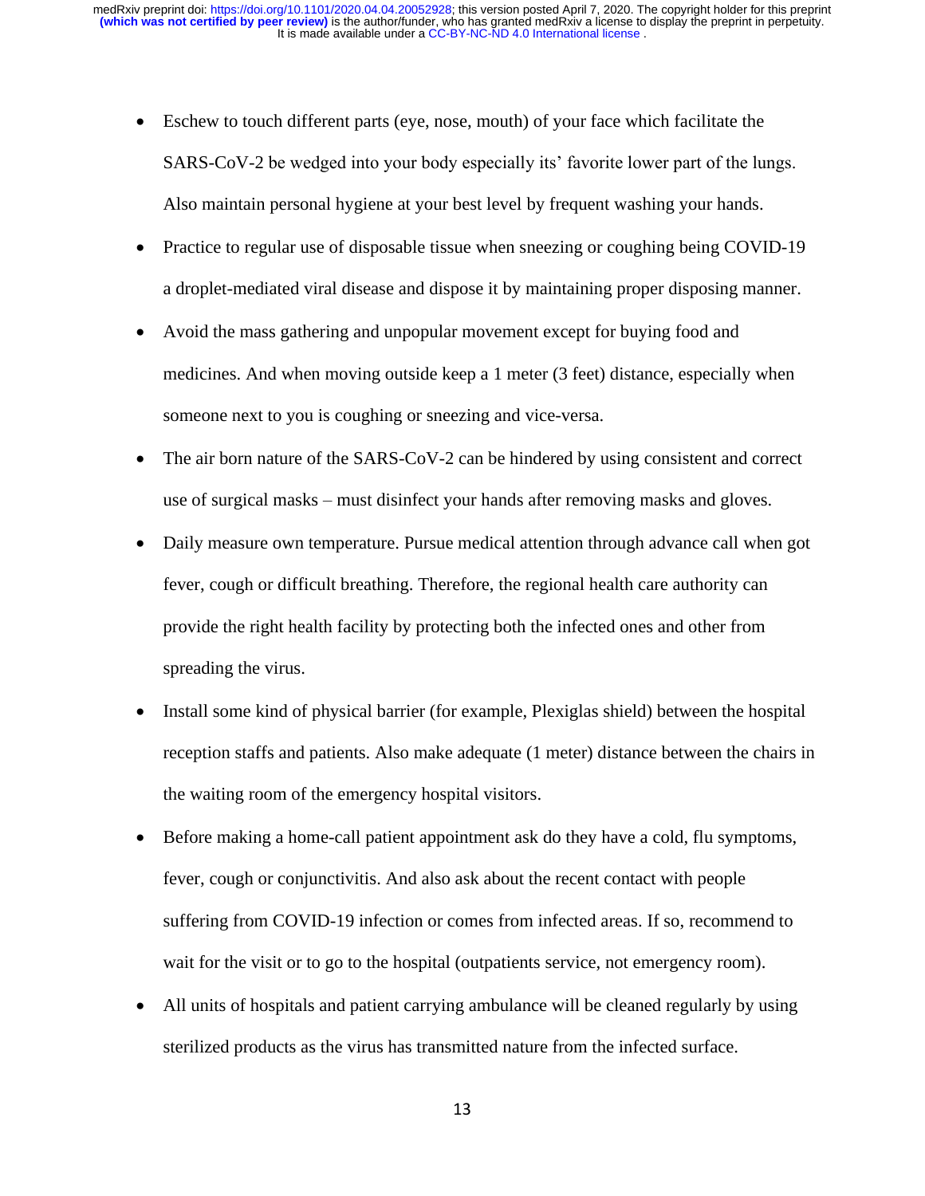- Eschew to touch different parts (eye, nose, mouth) of your face which facilitate the SARS-CoV-2 be wedged into your body especially its' favorite lower part of the lungs. Also maintain personal hygiene at your best level by frequent washing your hands.
- Practice to regular use of disposable tissue when sneezing or coughing being COVID-19 a droplet-mediated viral disease and dispose it by maintaining proper disposing manner.
- Avoid the mass gathering and unpopular movement except for buying food and medicines. And when moving outside keep a 1 meter (3 feet) distance, especially when someone next to you is coughing or sneezing and vice-versa.
- The air born nature of the SARS-CoV-2 can be hindered by using consistent and correct use of surgical masks – must disinfect your hands after removing masks and gloves.
- Daily measure own temperature. Pursue medical attention through advance call when got fever, cough or difficult breathing. Therefore, the regional health care authority can provide the right health facility by protecting both the infected ones and other from spreading the virus.
- Install some kind of physical barrier (for example, Plexiglas shield) between the hospital reception staffs and patients. Also make adequate (1 meter) distance between the chairs in the waiting room of the emergency hospital visitors.
- Before making a home-call patient appointment ask do they have a cold, flu symptoms, fever, cough or conjunctivitis. And also ask about the recent contact with people suffering from COVID-19 infection or comes from infected areas. If so, recommend to wait for the visit or to go to the hospital (outpatients service, not emergency room).
- All units of hospitals and patient carrying ambulance will be cleaned regularly by using sterilized products as the virus has transmitted nature from the infected surface.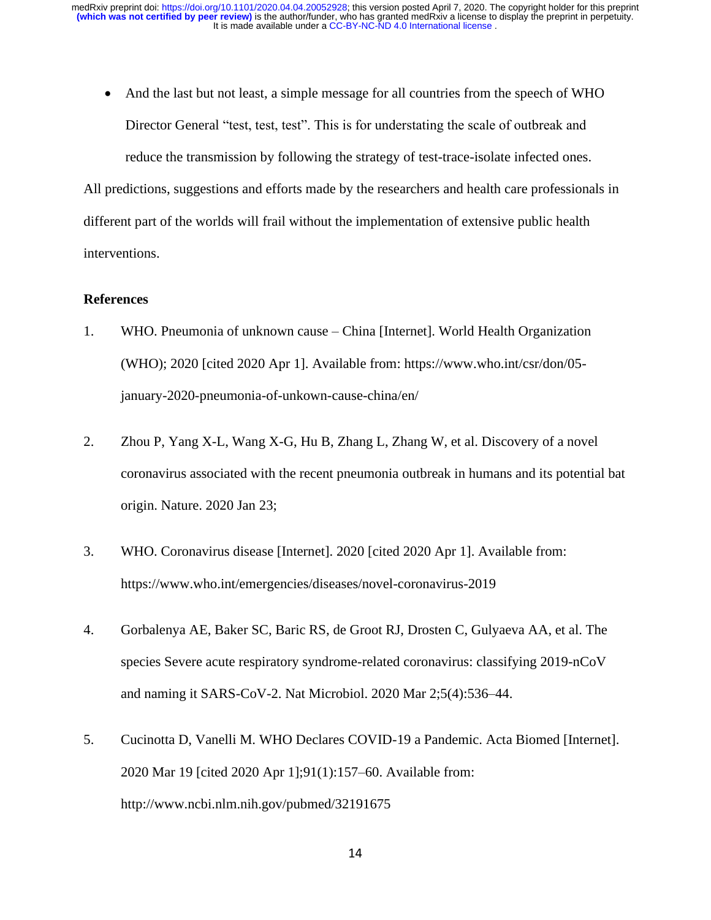- And the last but not least, a simple message for all countries from the speech of WHO Director General “test, test, test”. This is for understating the scale of outbreak and reduce the transmission by following the strategy of test-trace-isolate infected ones.

All predictions, suggestions and efforts made by the researchers and health care professionals in different part of the worlds will frail without the implementation of extensive public health interventions.

**References**

1. WHO. Pneumonia of unknown cause – China [Internet]. World Health Organization (WHO); 2020 [cited 2020 Apr 1]. Available from: https://www.who.int/csr/don/05-january-2020-pneumonia-of-unkown-cause-china/en/

2. Zhou P, Yang X-L, Wang X-G, Hu B, Zhang L, Zhang W, et al. Discovery of a novel coronavirus associated with the recent pneumonia outbreak in humans and its potential bat origin. Nature. 2020 Jan 23;

3. WHO. Coronavirus disease [Internet]. 2020 [cited 2020 Apr 1]. Available from: https://www.who.int/emergencies/diseases/novel-coronavirus-2019

4. Gorbalenya AE, Baker SC, Baric RS, de Groot RJ, Drosten C, Gulyaeva AA, et al. The species Severe acute respiratory syndrome-related coronavirus: classifying 2019-nCoV and naming it SARS-CoV-2. Nat Microbiol. 2020 Mar 2;5(4):536–44.

5. Cucinotta D, Vanelli M. WHO Declares COVID-19 a Pandemic. Acta Biomed [Internet]. 2020 Mar 19 [cited 2020 Apr 1];91(1):157–60. Available from: http://www.ncbi.nlm.nih.gov/pubmed/32191675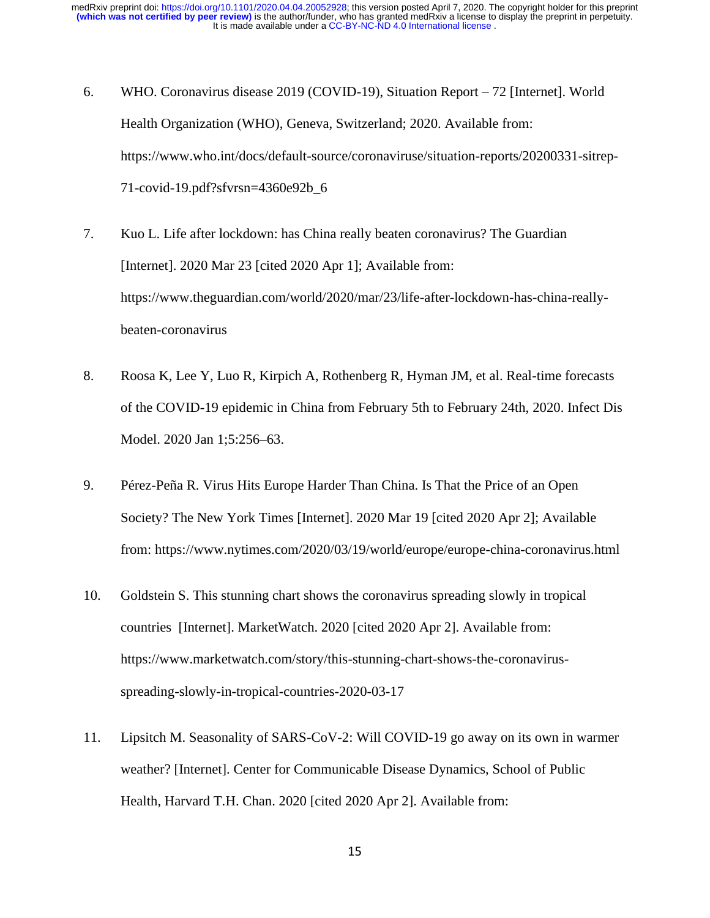6. WHO. Coronavirus disease 2019 (COVID-19), Situation Report – 72 [Internet]. World Health Organization (WHO), Geneva, Switzerland; 2020. Available from: https://www.who.int/docs/default-source/coronaviruse/situation-reports/20200331-sitrep-71-covid-19.pdf?sfvrsn=4360e92b_6

7. Kuo L. Life after lockdown: has China really beaten coronavirus? The Guardian [Internet]. 2020 Mar 23 [cited 2020 Apr 1]; Available from: https://www.theguardian.com/world/2020/mar/23/life-after-lockdown-has-china-really-beaten-coronavirus

8. Roosa K, Lee Y, Luo R, Kirpich A, Rothenberg R, Hyman JM, et al. Real-time forecasts of the COVID-19 epidemic in China from February 5th to February 24th, 2020. Infect Dis Model. 2020 Jan 1;5:256–63.

9. Pérez-Peña R. Virus Hits Europe Harder Than China. Is That the Price of an Open Society? The New York Times [Internet]. 2020 Mar 19 [cited 2020 Apr 2]; Available from: https://www.nytimes.com/2020/03/19/world/europe/europe-china-coronavirus.html

10. Goldstein S. This stunning chart shows the coronavirus spreading slowly in tropical countries [Internet]. MarketWatch. 2020 [cited 2020 Apr 2]. Available from: https://www.marketwatch.com/story/this-stunning-chart-shows-the-coronavirus-spreading-slowly-in-tropical-countries-2020-03-17

11. Lipsitch M. Seasonality of SARS-CoV-2: Will COVID-19 go away on its own in warmer weather? [Internet]. Center for Communicable Disease Dynamics, School of Public Health, Harvard T.H. Chan. 2020 [cited 2020 Apr 2]. Available from: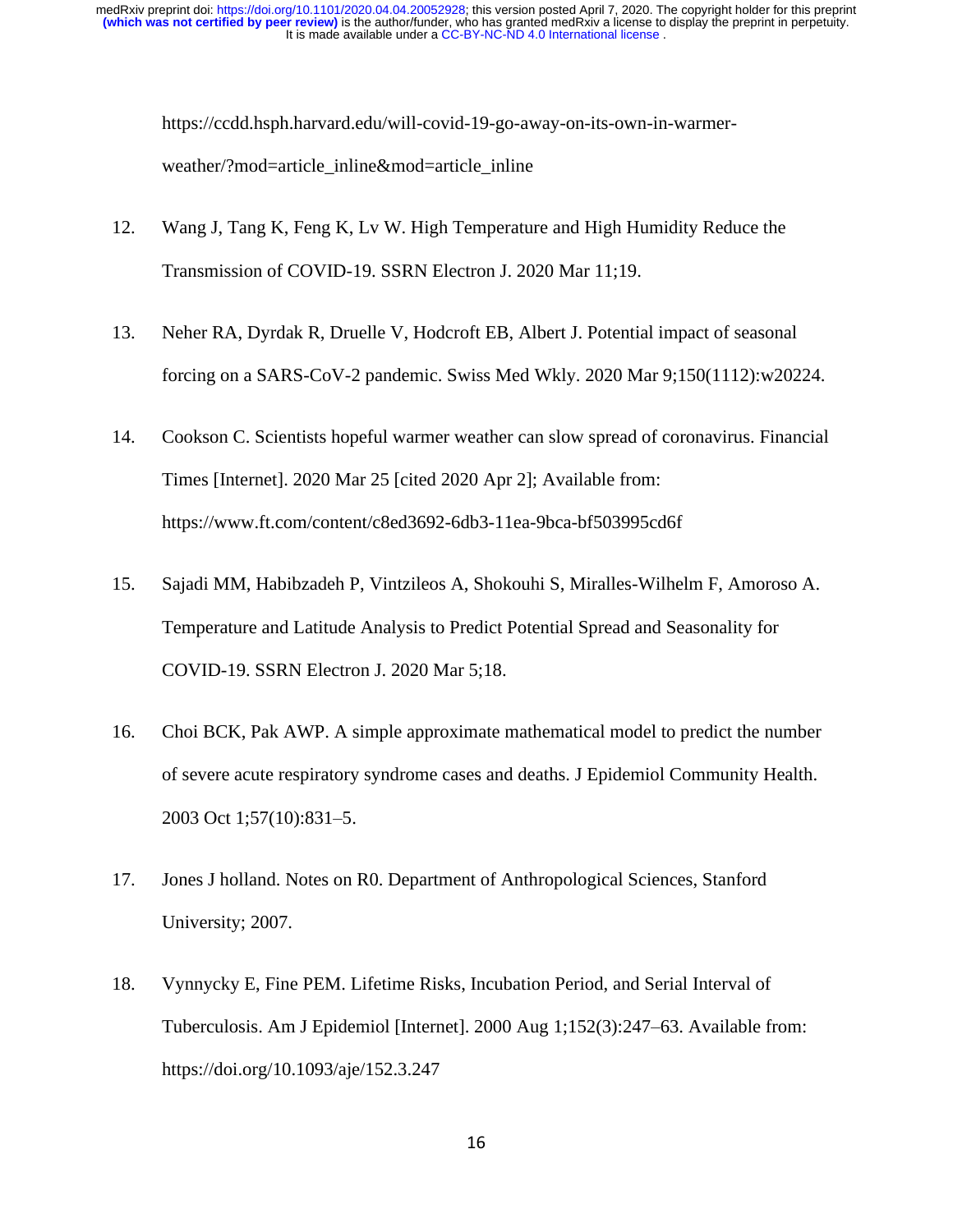https://ccdd.hsph.harvard.edu/will-covid-19-go-away-on-its-own-in-warmer-weather/?mod=article_inline&mod=article_inline

12. Wang J, Tang K, Feng K, Lv W. High Temperature and High Humidity Reduce the Transmission of COVID-19. SSRN Electron J. 2020 Mar 11;19.

13. Neher RA, Dyrdak R, Druelle V, Hodcroft EB, Albert J. Potential impact of seasonal forcing on a SARS-CoV-2 pandemic. Swiss Med Wkly. 2020 Mar 9;150(1112):w20224.

14. Cookson C. Scientists hopeful warmer weather can slow spread of coronavirus. Financial Times [Internet]. 2020 Mar 25 [cited 2020 Apr 2]; Available from: https://www.ft.com/content/c8ed3692-6db3-11ea-9bca-bf503995cd6f

15. Sajadi MM, Habibzadeh P, Vintzileos A, Shokouhi S, Miralles-Wilhelm F, Amoroso A. Temperature and Latitude Analysis to Predict Potential Spread and Seasonality for COVID-19. SSRN Electron J. 2020 Mar 5;18.

16. Choi BCK, Pak AWP. A simple approximate mathematical model to predict the number of severe acute respiratory syndrome cases and deaths. J Epidemiol Community Health. 2003 Oct 1;57(10):831–5.

17. Jones J holland. Notes on R0. Department of Anthropological Sciences, Stanford University; 2007.

18. Vynnycky E, Fine PEM. Lifetime Risks, Incubation Period, and Serial Interval of Tuberculosis. Am J Epidemiol [Internet]. 2000 Aug 1;152(3):247–63. Available from: https://doi.org/10.1093/aje/152.3.247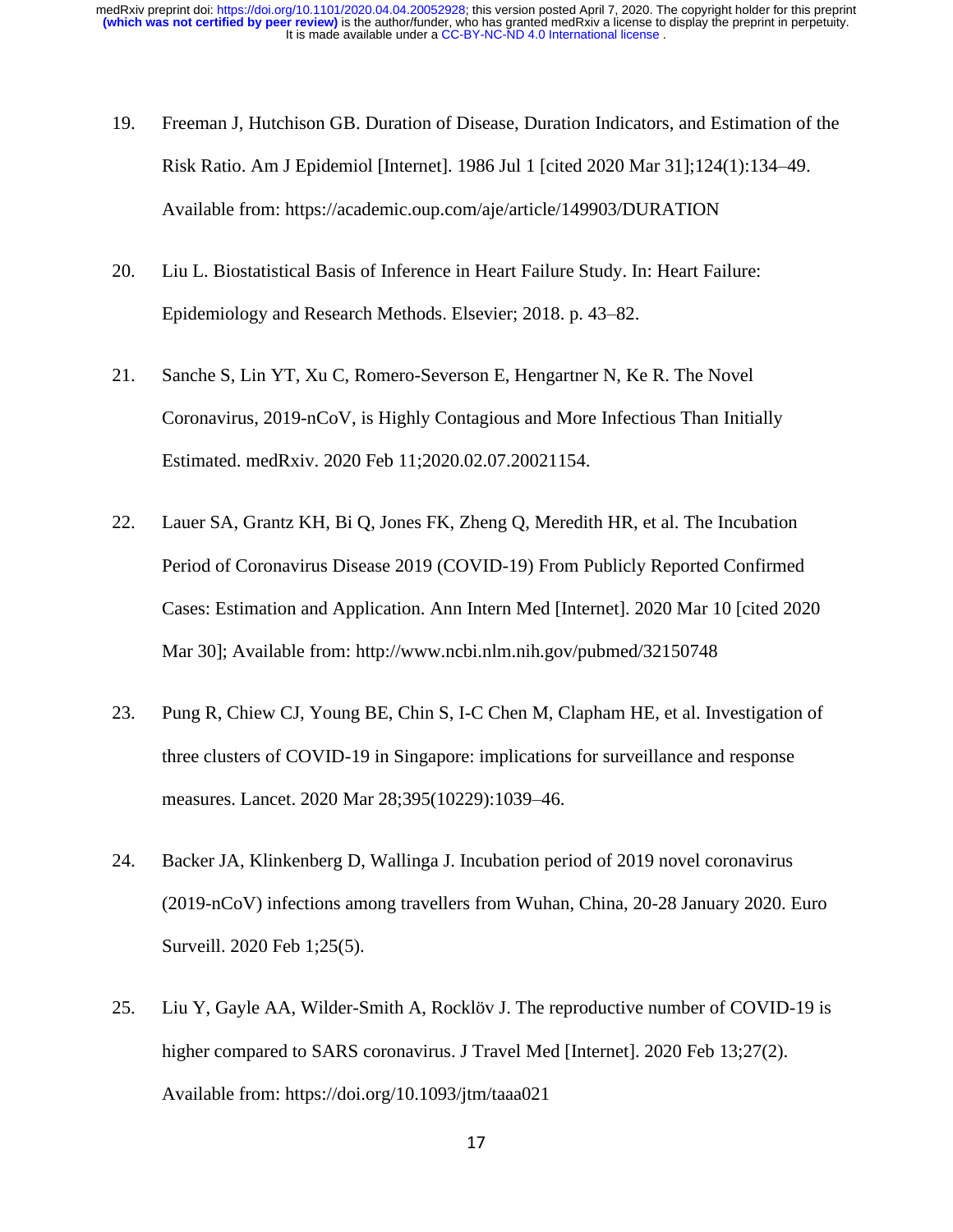19. Freeman J, Hutchison GB. Duration of Disease, Duration Indicators, and Estimation of the Risk Ratio. Am J Epidemiol [Internet]. 1986 Jul 1 [cited 2020 Mar 31];124(1):134–49. Available from: https://academic.oup.com/aje/article/149903/DURATION

20. Liu L. Biostatistical Basis of Inference in Heart Failure Study. In: Heart Failure: Epidemiology and Research Methods. Elsevier; 2018. p. 43–82.

21. Sanche S, Lin YT, Xu C, Romero-Severson E, Hengartner N, Ke R. The Novel Coronavirus, 2019-nCoV, is Highly Contagious and More Infectious Than Initially Estimated. medRxiv. 2020 Feb 11;2020.02.07.20021154.

22. Lauer SA, Grantz KH, Bi Q, Jones FK, Zheng Q, Meredith HR, et al. The Incubation Period of Coronavirus Disease 2019 (COVID-19) From Publicly Reported Confirmed Cases: Estimation and Application. Ann Intern Med [Internet]. 2020 Mar 10 [cited 2020 Mar 30]; Available from: http://www.ncbi.nlm.nih.gov/pubmed/32150748

23. Pung R, Chiew CJ, Young BE, Chin S, I-C Chen M, Clapham HE, et al. Investigation of three clusters of COVID-19 in Singapore: implications for surveillance and response measures. Lancet. 2020 Mar 28;395(10229):1039–46.

24. Backer JA, Klinkenberg D, Wallinga J. Incubation period of 2019 novel coronavirus (2019-nCoV) infections among travellers from Wuhan, China, 20-28 January 2020. Euro Surveill. 2020 Feb 1;25(5).

25. Liu Y, Gayle AA, Wilder-Smith A, Rocklöv J. The reproductive number of COVID-19 is higher compared to SARS coronavirus. J Travel Med [Internet]. 2020 Feb 13;27(2). Available from: https://doi.org/10.1093/jtm/taaa021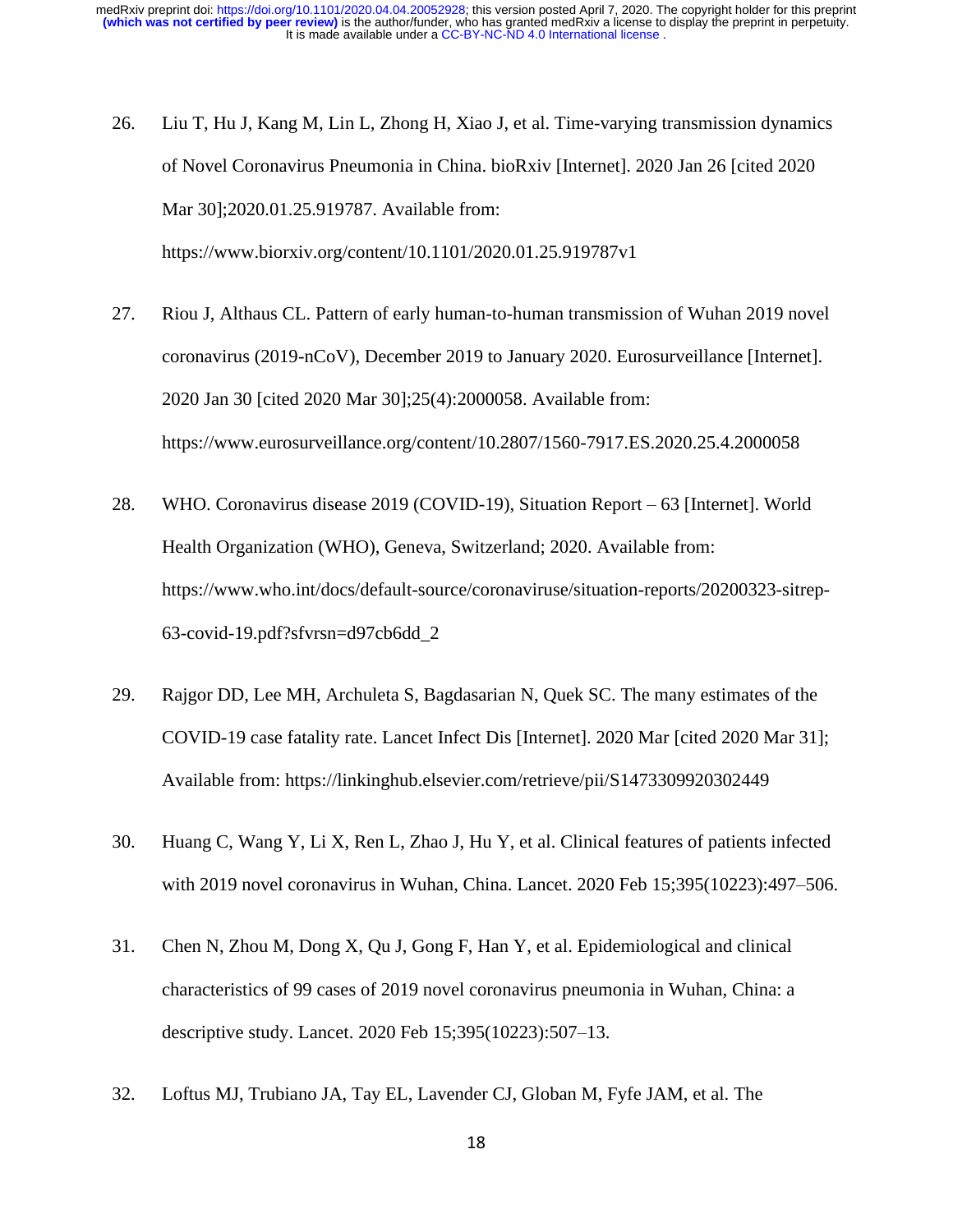26. Liu T, Hu J, Kang M, Lin L, Zhong H, Xiao J, et al. Time-varying transmission dynamics of Novel Coronavirus Pneumonia in China. bioRxiv [Internet]. 2020 Jan 26 [cited 2020 Mar 30];2020.01.25.919787. Available from: https://www.biorxiv.org/content/10.1101/2020.01.25.919787v1

27. Riou J, Althaus CL. Pattern of early human-to-human transmission of Wuhan 2019 novel coronavirus (2019-nCoV), December 2019 to January 2020. Eurosurveillance [Internet]. 2020 Jan 30 [cited 2020 Mar 30];25(4):2000058. Available from: https://www.eurosurveillance.org/content/10.2807/1560-7917.ES.2020.25.4.2000058

28. WHO. Coronavirus disease 2019 (COVID-19), Situation Report – 63 [Internet]. World Health Organization (WHO), Geneva, Switzerland; 2020. Available from: https://www.who.int/docs/default-source/coronaviruse/situation-reports/20200323-sitrep-63-covid-19.pdf?sfvrsn=d97cb6dd_2

29. Rajgor DD, Lee MH, Archuleta S, Bagdasarian N, Quek SC. The many estimates of the COVID-19 case fatality rate. Lancet Infect Dis [Internet]. 2020 Mar [cited 2020 Mar 31]; Available from: https://linkinghub.elsevier.com/retrieve/pii/S1473309920302449

30. Huang C, Wang Y, Li X, Ren L, Zhao J, Hu Y, et al. Clinical features of patients infected with 2019 novel coronavirus in Wuhan, China. Lancet. 2020 Feb 15;395(10223):497–506.

31. Chen N, Zhou M, Dong X, Qu J, Gong F, Han Y, et al. Epidemiological and clinical characteristics of 99 cases of 2019 novel coronavirus pneumonia in Wuhan, China: a descriptive study. Lancet. 2020 Feb 15;395(10223):507–13.

32. Loftus MJ, Trubiano JA, Tay EL, Lavender CJ, Globan M, Fyfe JAM, et al. The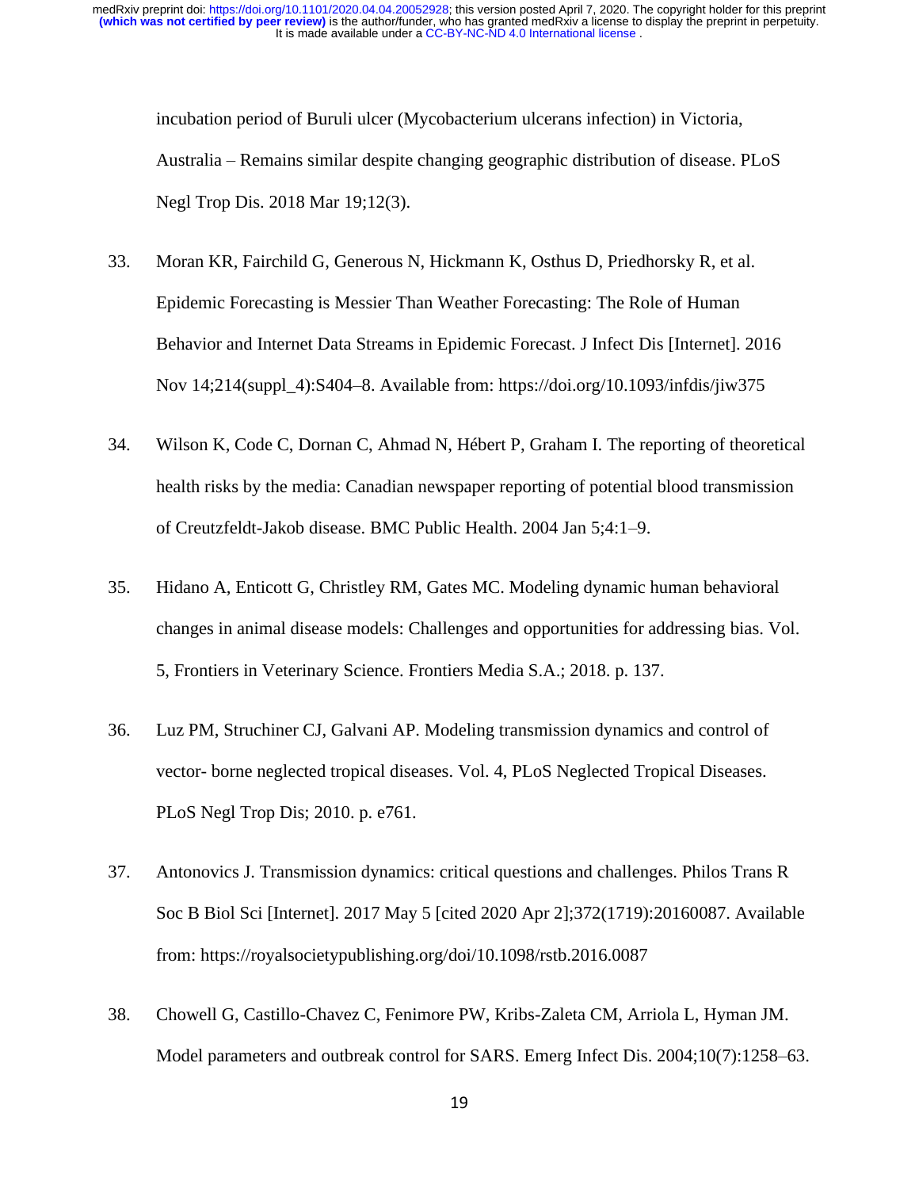incubation period of Buruli ulcer (Mycobacterium ulcerans infection) in Victoria, Australia – Remains similar despite changing geographic distribution of disease. PLoS Negl Trop Dis. 2018 Mar 19;12(3).

33. Moran KR, Fairchild G, Generous N, Hickmann K, Osthus D, Priedhorsky R, et al. Epidemic Forecasting is Messier Than Weather Forecasting: The Role of Human Behavior and Internet Data Streams in Epidemic Forecast. J Infect Dis [Internet]. 2016 Nov 14;214(suppl_4):S404–8. Available from: https://doi.org/10.1093/infdis/jiw375

34. Wilson K, Code C, Dornan C, Ahmad N, Hébert P, Graham I. The reporting of theoretical health risks by the media: Canadian newspaper reporting of potential blood transmission of Creutzfeldt-Jakob disease. BMC Public Health. 2004 Jan 5;4:1–9.

35. Hidano A, Enticott G, Christley RM, Gates MC. Modeling dynamic human behavioral changes in animal disease models: Challenges and opportunities for addressing bias. Vol. 5, Frontiers in Veterinary Science. Frontiers Media S.A.; 2018. p. 137.

36. Luz PM, Struchiner CJ, Galvani AP. Modeling transmission dynamics and control of vector- borne neglected tropical diseases. Vol. 4, PLoS Neglected Tropical Diseases. PLoS Negl Trop Dis; 2010. p. e761.

37. Antonovics J. Transmission dynamics: critical questions and challenges. Philos Trans R Soc B Biol Sci [Internet]. 2017 May 5 [cited 2020 Apr 2];372(1719):20160087. Available from: https://royalsocietypublishing.org/doi/10.1098/rstb.2016.0087

38. Chowell G, Castillo-Chavez C, Fenimore PW, Kribs-Zaleta CM, Arriola L, Hyman JM. Model parameters and outbreak control for SARS. Emerg Infect Dis. 2004;10(7):1258–63.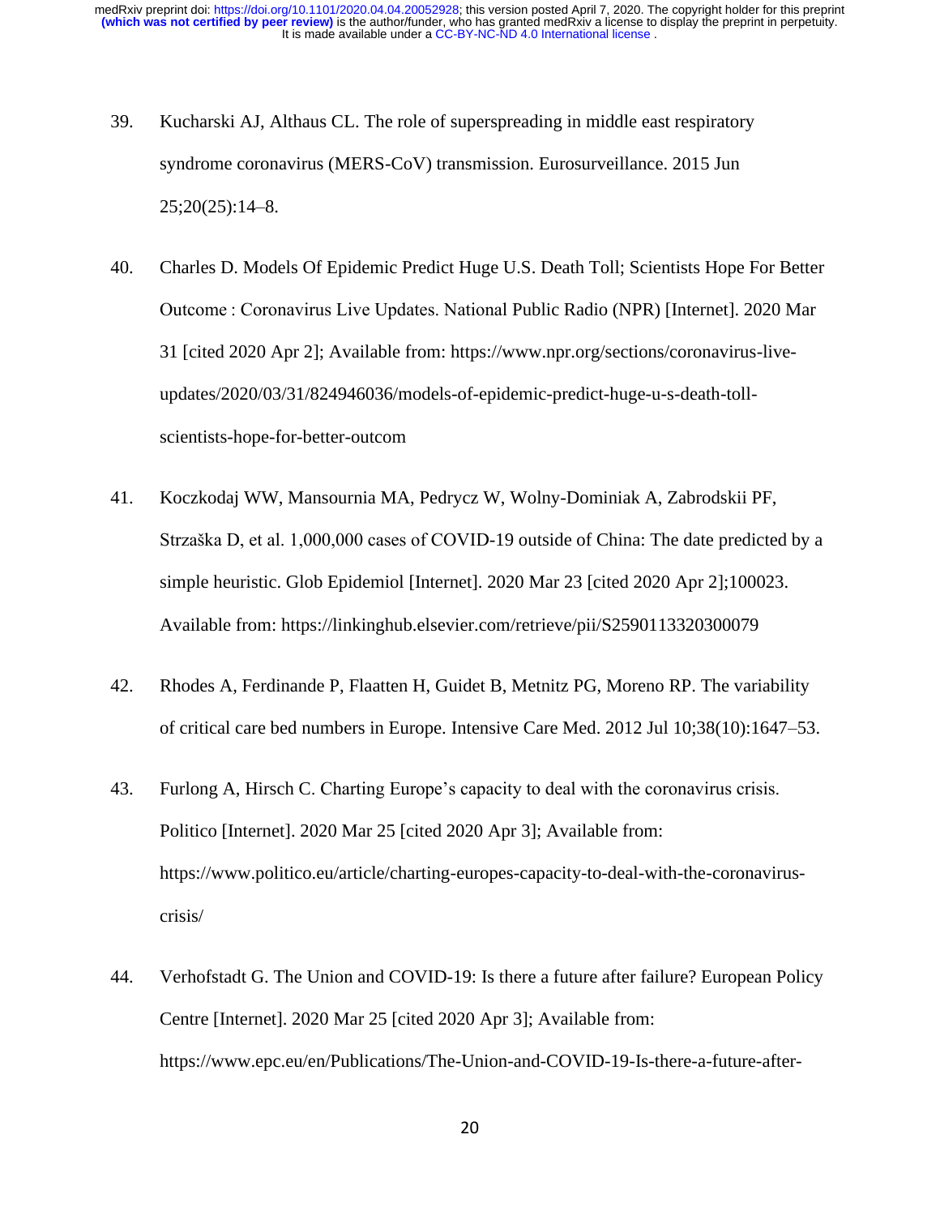39. Kucharski AJ, Althaus CL. The role of superspreading in middle east respiratory syndrome coronavirus (MERS-CoV) transmission. Eurosurveillance. 2015 Jun 25;20(25):14–8.

40. Charles D. Models Of Epidemic Predict Huge U.S. Death Toll; Scientists Hope For Better Outcome : Coronavirus Live Updates. National Public Radio (NPR) [Internet]. 2020 Mar 31 [cited 2020 Apr 2]; Available from: https://www.npr.org/sections/coronavirus-live-updates/2020/03/31/824946036/models-of-epidemic-predict-huge-u-s-death-toll-scientists-hope-for-better-outcom

41. Koczkodaj WW, Mansournia MA, Pedrycz W, Wolny-Dominiak A, Zabrodskii PF, Strzaška D, et al. 1,000,000 cases of COVID-19 outside of China: The date predicted by a simple heuristic. Glob Epidemiol [Internet]. 2020 Mar 23 [cited 2020 Apr 2];100023. Available from: https://linkinghub.elsevier.com/retrieve/pii/S2590113320300079

42. Rhodes A, Ferdinande P, Flaatten H, Guidet B, Metnitz PG, Moreno RP. The variability of critical care bed numbers in Europe. Intensive Care Med. 2012 Jul 10;38(10):1647–53.

43. Furlong A, Hirsch C. Charting Europe's capacity to deal with the coronavirus crisis. Politico [Internet]. 2020 Mar 25 [cited 2020 Apr 3]; Available from: https://www.politico.eu/article/charting-europes-capacity-to-deal-with-the-coronavirus-crisis/

44. Verhofstadt G. The Union and COVID-19: Is there a future after failure? European Policy Centre [Internet]. 2020 Mar 25 [cited 2020 Apr 3]; Available from: https://www.epc.eu/en/Publications/The-Union-and-COVID-19-Is-there-a-future-after-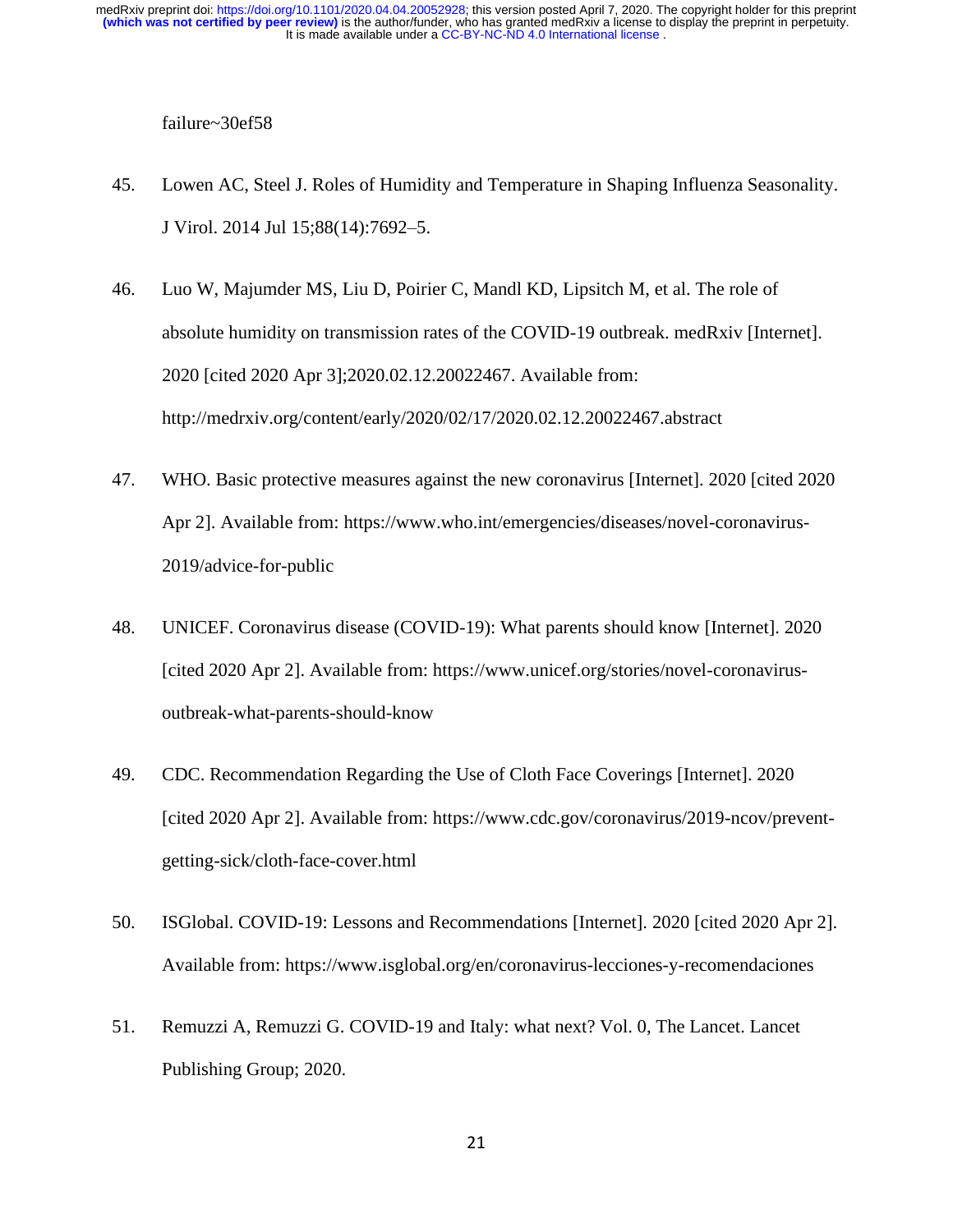failure~30ef58

45. Lowen AC, Steel J. Roles of Humidity and Temperature in Shaping Influenza Seasonality. J Virol. 2014 Jul 15;88(14):7692–5.

46. Luo W, Majumder MS, Liu D, Poirier C, Mandl KD, Lipsitch M, et al. The role of absolute humidity on transmission rates of the COVID-19 outbreak. medRxiv [Internet]. 2020 [cited 2020 Apr 3];2020.02.12.20022467. Available from: http://medrxiv.org/content/early/2020/02/17/2020.02.12.20022467.abstract

47. WHO. Basic protective measures against the new coronavirus [Internet]. 2020 [cited 2020 Apr 2]. Available from: https://www.who.int/emergencies/diseases/novel-coronavirus-2019/advice-for-public

48. UNICEF. Coronavirus disease (COVID-19): What parents should know [Internet]. 2020 [cited 2020 Apr 2]. Available from: https://www.unicef.org/stories/novel-coronavirus-outbreak-what-parents-should-know

49. CDC. Recommendation Regarding the Use of Cloth Face Coverings [Internet]. 2020 [cited 2020 Apr 2]. Available from: https://www.cdc.gov/coronavirus/2019-ncov/prevent-getting-sick/cloth-face-cover.html

50. ISGlobal. COVID-19: Lessons and Recommendations [Internet]. 2020 [cited 2020 Apr 2]. Available from: https://www.isglobal.org/en/coronavirus-lecciones-y-recomendaciones

51. Remuzzi A, Remuzzi G. COVID-19 and Italy: what next? Vol. 0, The Lancet. Lancet Publishing Group; 2020.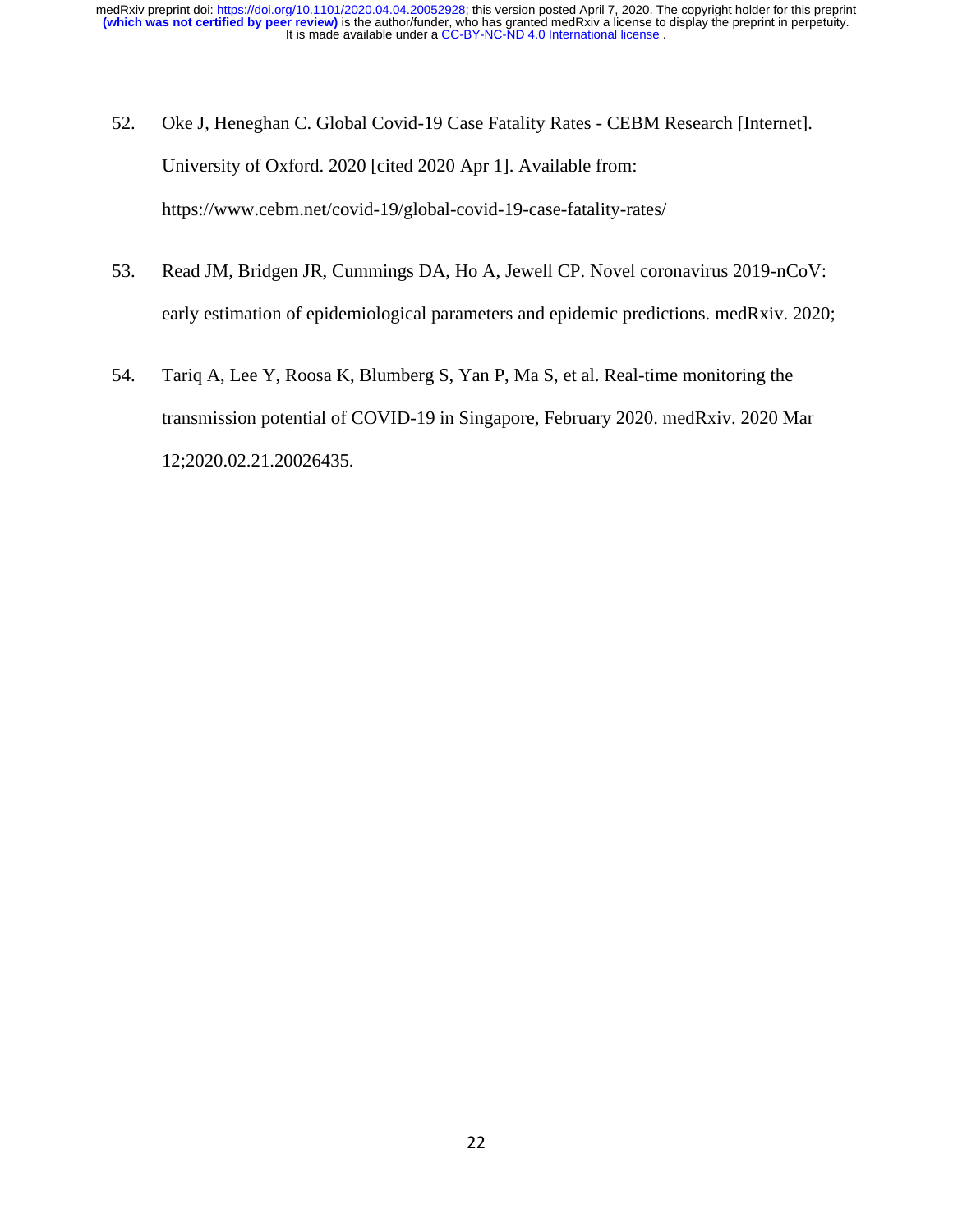52. Oke J, Heneghan C. Global Covid-19 Case Fatality Rates - CEBM Research [Internet]. University of Oxford. 2020 [cited 2020 Apr 1]. Available from: https://www.cebm.net/covid-19/global-covid-19-case-fatality-rates/

53. Read JM, Bridgen JR, Cummings DA, Ho A, Jewell CP. Novel coronavirus 2019-nCoV: early estimation of epidemiological parameters and epidemic predictions. medRxiv. 2020;

54. Tariq A, Lee Y, Roosa K, Blumberg S, Yan P, Ma S, et al. Real-time monitoring the transmission potential of COVID-19 in Singapore, February 2020. medRxiv. 2020 Mar 12;2020.02.21.20026435.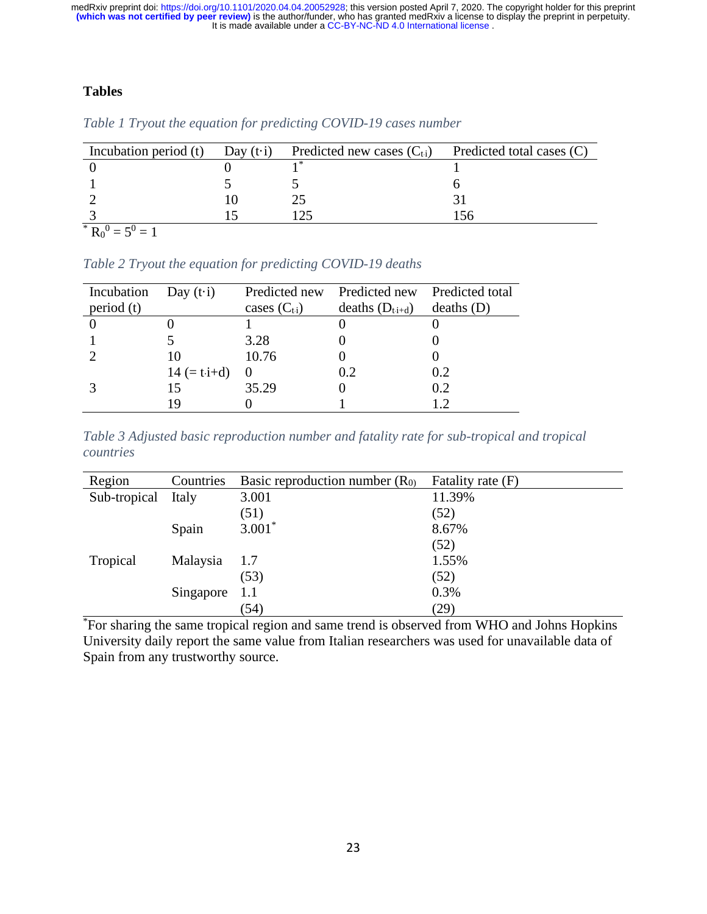**Tables**

*Table 1 Tryout the equation for predicting COVID-19 cases number*

| Incubation period (t) | Day (t·i) | Predicted new cases ($C_{t\cdot i}$) | Predicted total cases (C) |
|---|---|---|---|
| 0 | 0 | 1* | 1 |
| 1 | 5 | 5 | 6 |
| 2 | 10 | 25 | 31 |
| 3 | 15 | 125 | 156 |

* $R_0^0 = 5^0 = 1$

*Table 2 Tryout the equation for predicting COVID-19 deaths*

| Incubation period (t) | Day (t·i) | Predicted new cases ($C_{t\cdot i}$) | Predicted new deaths ($D_{t\cdot i+d}$) | Predicted total deaths (D) |
|---|---|---|---|---|
| 0 | 0 | 1 | 0 | 0 |
| 1 | 5 | 3.28 | 0 | 0 |
| 2 | 10 | 10.76 | 0 | 0 |
| | 14 (= t·i+d) | 0 | 0.2 | 0.2 |
| 3 | 15 | 35.29 | 0 | 0.2 |
| | 19 | 0 | 1 | 1.2 |

*Table 3 Adjusted basic reproduction number and fatality rate for sub-tropical and tropical countries*

| Region | Countries | Basic reproduction number ($R_0$) | Fatality rate (F) |
|---|---|---|---|
| Sub-tropical | Italy | 3.001 (51) | 11.39% (52) |
| | Spain | 3.001* | 8.67% (52) |
| Tropical | Malaysia | 1.7 (53) | 1.55% (52) |
| | Singapore | 1.1 (54) | 0.3% (29) |

*For sharing the same tropical region and same trend is observed from WHO and Johns Hopkins University daily report the same value from Italian researchers was used for unavailable data of Spain from any trustworthy source.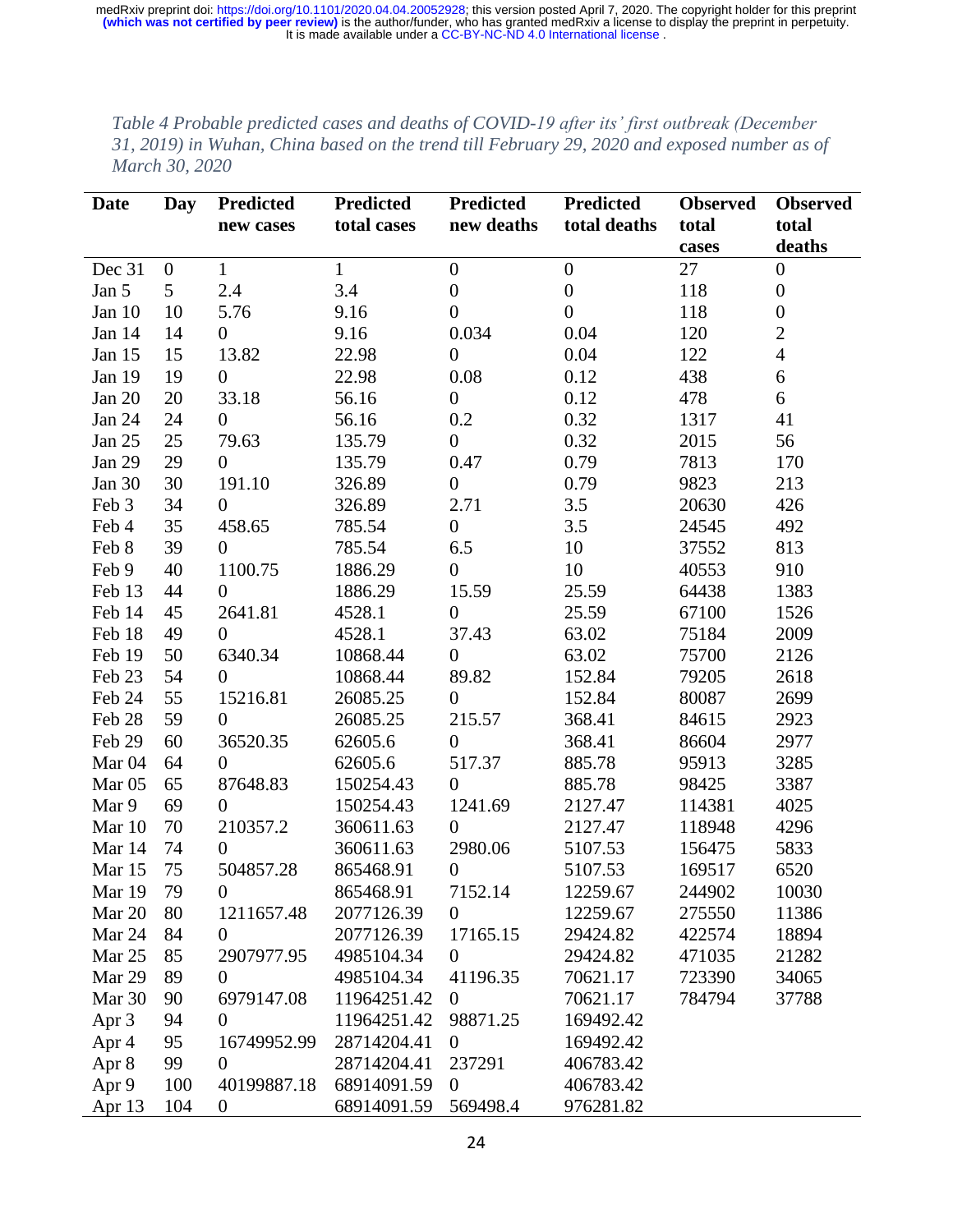*Table 4 Probable predicted cases and deaths of COVID-19 after its' first outbreak (December 31, 2019) in Wuhan, China based on the trend till February 29, 2020 and exposed number as of March 30, 2020*

| Date | Day | Predicted new cases | Predicted total cases | Predicted new deaths | Predicted total deaths | Observed total cases | Observed total deaths |
|---|---|---|---|---|---|---|---|
| Dec 31 | 0 | 1 | 1 | 0 | 0 | 27 | 0 |
| Jan 5 | 5 | 2.4 | 3.4 | 0 | 0 | 118 | 0 |
| Jan 10 | 10 | 5.76 | 9.16 | 0 | 0 | 118 | 0 |
| Jan 14 | 14 | 0 | 9.16 | 0.034 | 0.04 | 120 | 2 |
| Jan 15 | 15 | 13.82 | 22.98 | 0 | 0.04 | 122 | 4 |
| Jan 19 | 19 | 0 | 22.98 | 0.08 | 0.12 | 438 | 6 |
| Jan 20 | 20 | 33.18 | 56.16 | 0 | 0.12 | 478 | 6 |
| Jan 24 | 24 | 0 | 56.16 | 0.2 | 0.32 | 1317 | 41 |
| Jan 25 | 25 | 79.63 | 135.79 | 0 | 0.32 | 2015 | 56 |
| Jan 29 | 29 | 0 | 135.79 | 0.47 | 0.79 | 7813 | 170 |
| Jan 30 | 30 | 191.10 | 326.89 | 0 | 0.79 | 9823 | 213 |
| Feb 3 | 34 | 0 | 326.89 | 2.71 | 3.5 | 20630 | 426 |
| Feb 4 | 35 | 458.65 | 785.54 | 0 | 3.5 | 24545 | 492 |
| Feb 8 | 39 | 0 | 785.54 | 6.5 | 10 | 37552 | 813 |
| Feb 9 | 40 | 1100.75 | 1886.29 | 0 | 10 | 40553 | 910 |
| Feb 13 | 44 | 0 | 1886.29 | 15.59 | 25.59 | 64438 | 1383 |
| Feb 14 | 45 | 2641.81 | 4528.1 | 0 | 25.59 | 67100 | 1526 |
| Feb 18 | 49 | 0 | 4528.1 | 37.43 | 63.02 | 75184 | 2009 |
| Feb 19 | 50 | 6340.34 | 10868.44 | 0 | 63.02 | 75700 | 2126 |
| Feb 23 | 54 | 0 | 10868.44 | 89.82 | 152.84 | 79205 | 2618 |
| Feb 24 | 55 | 15216.81 | 26085.25 | 0 | 152.84 | 80087 | 2699 |
| Feb 28 | 59 | 0 | 26085.25 | 215.57 | 368.41 | 84615 | 2923 |
| Feb 29 | 60 | 36520.35 | 62605.6 | 0 | 368.41 | 86604 | 2977 |
| Mar 04 | 64 | 0 | 62605.6 | 517.37 | 885.78 | 95913 | 3285 |
| Mar 05 | 65 | 87648.83 | 150254.43 | 0 | 885.78 | 98425 | 3387 |
| Mar 9 | 69 | 0 | 150254.43 | 1241.69 | 2127.47 | 114381 | 4025 |
| Mar 10 | 70 | 210357.2 | 360611.63 | 0 | 2127.47 | 118948 | 4296 |
| Mar 14 | 74 | 0 | 360611.63 | 2980.06 | 5107.53 | 156475 | 5833 |
| Mar 15 | 75 | 504857.28 | 865468.91 | 0 | 5107.53 | 169517 | 6520 |
| Mar 19 | 79 | 0 | 865468.91 | 7152.14 | 12259.67 | 244902 | 10030 |
| Mar 20 | 80 | 1211657.48 | 2077126.39 | 0 | 12259.67 | 275550 | 11386 |
| Mar 24 | 84 | 0 | 2077126.39 | 17165.15 | 29424.82 | 422574 | 18894 |
| Mar 25 | 85 | 2907977.95 | 4985104.34 | 0 | 29424.82 | 471035 | 21282 |
| Mar 29 | 89 | 0 | 4985104.34 | 41196.35 | 70621.17 | 723390 | 34065 |
| Mar 30 | 90 | 6979147.08 | 11964251.42 | 0 | 70621.17 | 784794 | 37788 |
| Apr 3 | 94 | 0 | 11964251.42 | 98871.25 | 169492.42 | | |
| Apr 4 | 95 | 16749952.99 | 28714204.41 | 0 | 169492.42 | | |
| Apr 8 | 99 | 0 | 28714204.41 | 237291 | 406783.42 | | |
| Apr 9 | 100 | 40199887.18 | 68914091.59 | 0 | 406783.42 | | |
| Apr 13 | 104 | 0 | 68914091.59 | 569498.4 | 976281.82 | | |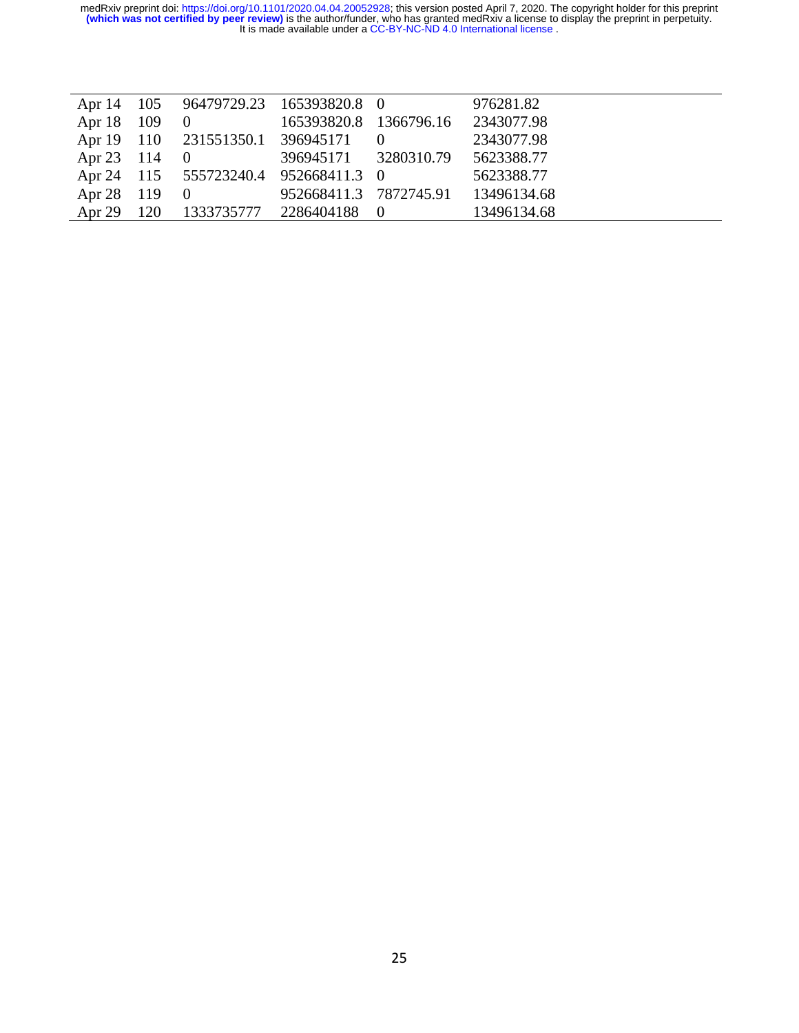| | | | | | |
|---|---|---|---|---|---|
| Apr 14 | 105 | 96479729.23 | 165393820.8 | 0 | 976281.82 |
| Apr 18 | 109 | 0 | 165393820.8 | 1366796.16 | 2343077.98 |
| Apr 19 | 110 | 231551350.1 | 396945171 | 0 | 2343077.98 |
| Apr 23 | 114 | 0 | 396945171 | 3280310.79 | 5623388.77 |
| Apr 24 | 115 | 555723240.4 | 952668411.3 | 0 | 5623388.77 |
| Apr 28 | 119 | 0 | 952668411.3 | 7872745.91 | 13496134.68 |
| Apr 29 | 120 | 1333735777 | 2286404188 | 0 | 13496134.68 |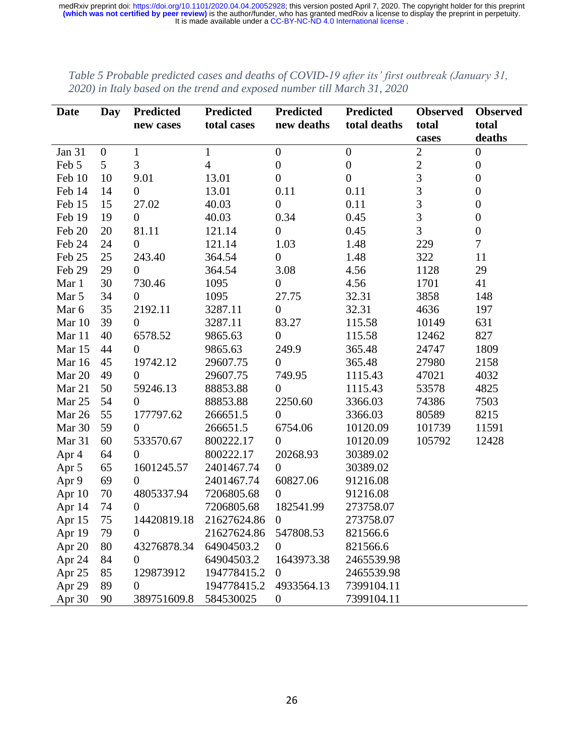*Table 5 Probable predicted cases and deaths of COVID-19 after its' first outbreak (January 31, 2020) in Italy based on the trend and exposed number till March 31, 2020*

| Date | Day | Predicted new cases | Predicted total cases | Predicted new deaths | Predicted total deaths | Observed total cases | Observed total deaths |
|---|---|---|---|---|---|---|---|
| Jan 31 | 0 | 1 | 1 | 0 | 0 | 2 | 0 |
| Feb 5 | 5 | 3 | 4 | 0 | 0 | 2 | 0 |
| Feb 10 | 10 | 9.01 | 13.01 | 0 | 0 | 3 | 0 |
| Feb 14 | 14 | 0 | 13.01 | 0.11 | 0.11 | 3 | 0 |
| Feb 15 | 15 | 27.02 | 40.03 | 0 | 0.11 | 3 | 0 |
| Feb 19 | 19 | 0 | 40.03 | 0.34 | 0.45 | 3 | 0 |
| Feb 20 | 20 | 81.11 | 121.14 | 0 | 0.45 | 3 | 0 |
| Feb 24 | 24 | 0 | 121.14 | 1.03 | 1.48 | 229 | 7 |
| Feb 25 | 25 | 243.40 | 364.54 | 0 | 1.48 | 322 | 11 |
| Feb 29 | 29 | 0 | 364.54 | 3.08 | 4.56 | 1128 | 29 |
| Mar 1 | 30 | 730.46 | 1095 | 0 | 4.56 | 1701 | 41 |
| Mar 5 | 34 | 0 | 1095 | 27.75 | 32.31 | 3858 | 148 |
| Mar 6 | 35 | 2192.11 | 3287.11 | 0 | 32.31 | 4636 | 197 |
| Mar 10 | 39 | 0 | 3287.11 | 83.27 | 115.58 | 10149 | 631 |
| Mar 11 | 40 | 6578.52 | 9865.63 | 0 | 115.58 | 12462 | 827 |
| Mar 15 | 44 | 0 | 9865.63 | 249.9 | 365.48 | 24747 | 1809 |
| Mar 16 | 45 | 19742.12 | 29607.75 | 0 | 365.48 | 27980 | 2158 |
| Mar 20 | 49 | 0 | 29607.75 | 749.95 | 1115.43 | 47021 | 4032 |
| Mar 21 | 50 | 59246.13 | 88853.88 | 0 | 1115.43 | 53578 | 4825 |
| Mar 25 | 54 | 0 | 88853.88 | 2250.60 | 3366.03 | 74386 | 7503 |
| Mar 26 | 55 | 177797.62 | 266651.5 | 0 | 3366.03 | 80589 | 8215 |
| Mar 30 | 59 | 0 | 266651.5 | 6754.06 | 10120.09 | 101739 | 11591 |
| Mar 31 | 60 | 533570.67 | 800222.17 | 0 | 10120.09 | 105792 | 12428 |
| Apr 4 | 64 | 0 | 800222.17 | 20268.93 | 30389.02 | | |
| Apr 5 | 65 | 1601245.57 | 2401467.74 | 0 | 30389.02 | | |
| Apr 9 | 69 | 0 | 2401467.74 | 60827.06 | 91216.08 | | |
| Apr 10 | 70 | 4805337.94 | 7206805.68 | 0 | 91216.08 | | |
| Apr 14 | 74 | 0 | 7206805.68 | 182541.99 | 273758.07 | | |
| Apr 15 | 75 | 14420819.18 | 21627624.86 | 0 | 273758.07 | | |
| Apr 19 | 79 | 0 | 21627624.86 | 547808.53 | 821566.6 | | |
| Apr 20 | 80 | 43276878.34 | 64904503.2 | 0 | 821566.6 | | |
| Apr 24 | 84 | 0 | 64904503.2 | 1643973.38 | 2465539.98 | | |
| Apr 25 | 85 | 129873912 | 194778415.2 | 0 | 2465539.98 | | |
| Apr 29 | 89 | 0 | 194778415.2 | 4933564.13 | 7399104.11 | | |
| Apr 30 | 90 | 389751609.8 | 584530025 | 0 | 7399104.11 | | |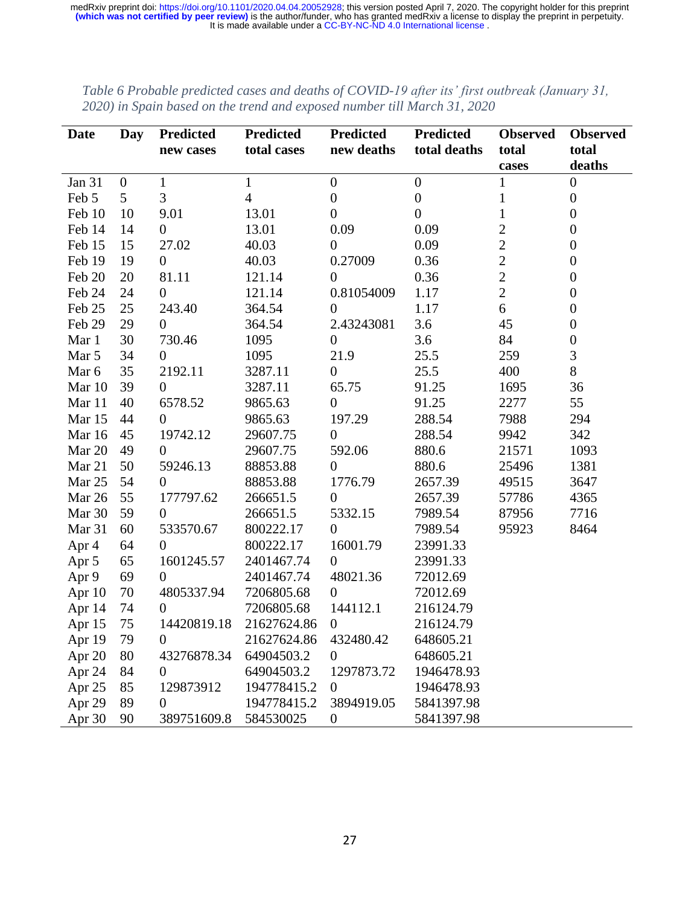*Table 6 Probable predicted cases and deaths of COVID-19 after its' first outbreak (January 31, 2020) in Spain based on the trend and exposed number till March 31, 2020*

| Date | Day | Predicted new cases | Predicted total cases | Predicted new deaths | Predicted total deaths | Observed total cases | Observed total deaths |
|---|---|---|---|---|---|---|---|
| Jan 31 | 0 | 1 | 1 | 0 | 0 | 1 | 0 |
| Feb 5 | 5 | 3 | 4 | 0 | 0 | 1 | 0 |
| Feb 10 | 10 | 9.01 | 13.01 | 0 | 0 | 1 | 0 |
| Feb 14 | 14 | 0 | 13.01 | 0.09 | 0.09 | 2 | 0 |
| Feb 15 | 15 | 27.02 | 40.03 | 0 | 0.09 | 2 | 0 |
| Feb 19 | 19 | 0 | 40.03 | 0.27009 | 0.36 | 2 | 0 |
| Feb 20 | 20 | 81.11 | 121.14 | 0 | 0.36 | 2 | 0 |
| Feb 24 | 24 | 0 | 121.14 | 0.81054009 | 1.17 | 2 | 0 |
| Feb 25 | 25 | 243.40 | 364.54 | 0 | 1.17 | 6 | 0 |
| Feb 29 | 29 | 0 | 364.54 | 2.43243081 | 3.6 | 45 | 0 |
| Mar 1 | 30 | 730.46 | 1095 | 0 | 3.6 | 84 | 0 |
| Mar 5 | 34 | 0 | 1095 | 21.9 | 25.5 | 259 | 3 |
| Mar 6 | 35 | 2192.11 | 3287.11 | 0 | 25.5 | 400 | 8 |
| Mar 10 | 39 | 0 | 3287.11 | 65.75 | 91.25 | 1695 | 36 |
| Mar 11 | 40 | 6578.52 | 9865.63 | 0 | 91.25 | 2277 | 55 |
| Mar 15 | 44 | 0 | 9865.63 | 197.29 | 288.54 | 7988 | 294 |
| Mar 16 | 45 | 19742.12 | 29607.75 | 0 | 288.54 | 9942 | 342 |
| Mar 20 | 49 | 0 | 29607.75 | 592.06 | 880.6 | 21571 | 1093 |
| Mar 21 | 50 | 59246.13 | 88853.88 | 0 | 880.6 | 25496 | 1381 |
| Mar 25 | 54 | 0 | 88853.88 | 1776.79 | 2657.39 | 49515 | 3647 |
| Mar 26 | 55 | 177797.62 | 266651.5 | 0 | 2657.39 | 57786 | 4365 |
| Mar 30 | 59 | 0 | 266651.5 | 5332.15 | 7989.54 | 87956 | 7716 |
| Mar 31 | 60 | 533570.67 | 800222.17 | 0 | 7989.54 | 95923 | 8464 |
| Apr 4 | 64 | 0 | 800222.17 | 16001.79 | 23991.33 | | |
| Apr 5 | 65 | 1601245.57 | 2401467.74 | 0 | 23991.33 | | |
| Apr 9 | 69 | 0 | 2401467.74 | 48021.36 | 72012.69 | | |
| Apr 10 | 70 | 4805337.94 | 7206805.68 | 0 | 72012.69 | | |
| Apr 14 | 74 | 0 | 7206805.68 | 144112.1 | 216124.79 | | |
| Apr 15 | 75 | 14420819.18 | 21627624.86 | 0 | 216124.79 | | |
| Apr 19 | 79 | 0 | 21627624.86 | 432480.42 | 648605.21 | | |
| Apr 20 | 80 | 43276878.34 | 64904503.2 | 0 | 648605.21 | | |
| Apr 24 | 84 | 0 | 64904503.2 | 1297873.72 | 1946478.93 | | |
| Apr 25 | 85 | 129873912 | 194778415.2 | 0 | 1946478.93 | | |
| Apr 29 | 89 | 0 | 194778415.2 | 3894919.05 | 5841397.98 | | |
| Apr 30 | 90 | 389751609.8 | 584530025 | 0 | 5841397.98 | | |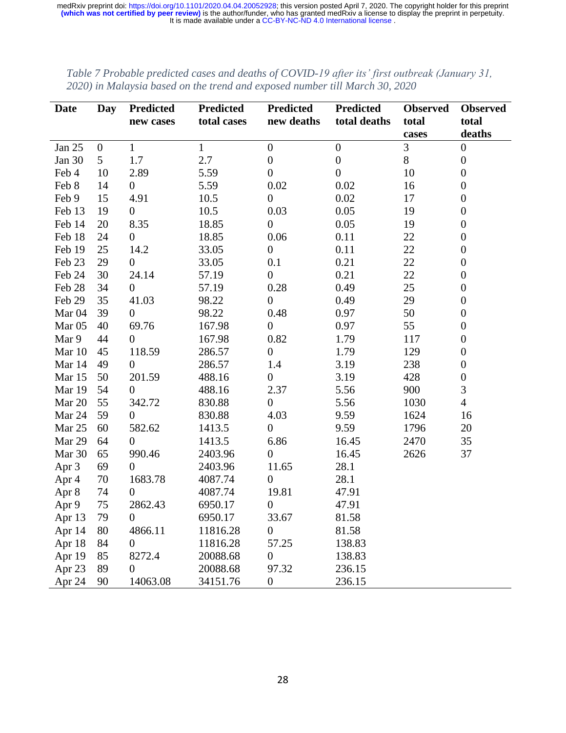*Table 7 Probable predicted cases and deaths of COVID-19 after its' first outbreak (January 31, 2020) in Malaysia based on the trend and exposed number till March 30, 2020*

| Date | Day | Predicted new cases | Predicted total cases | Predicted new deaths | Predicted total deaths | Observed total cases | Observed total deaths |
|---|---|---|---|---|---|---|---|
| Jan 25 | 0 | 1 | 1 | 0 | 0 | 3 | 0 |
| Jan 30 | 5 | 1.7 | 2.7 | 0 | 0 | 8 | 0 |
| Feb 4 | 10 | 2.89 | 5.59 | 0 | 0 | 10 | 0 |
| Feb 8 | 14 | 0 | 5.59 | 0.02 | 0.02 | 16 | 0 |
| Feb 9 | 15 | 4.91 | 10.5 | 0 | 0.02 | 17 | 0 |
| Feb 13 | 19 | 0 | 10.5 | 0.03 | 0.05 | 19 | 0 |
| Feb 14 | 20 | 8.35 | 18.85 | 0 | 0.05 | 19 | 0 |
| Feb 18 | 24 | 0 | 18.85 | 0.06 | 0.11 | 22 | 0 |
| Feb 19 | 25 | 14.2 | 33.05 | 0 | 0.11 | 22 | 0 |
| Feb 23 | 29 | 0 | 33.05 | 0.1 | 0.21 | 22 | 0 |
| Feb 24 | 30 | 24.14 | 57.19 | 0 | 0.21 | 22 | 0 |
| Feb 28 | 34 | 0 | 57.19 | 0.28 | 0.49 | 25 | 0 |
| Feb 29 | 35 | 41.03 | 98.22 | 0 | 0.49 | 29 | 0 |
| Mar 04 | 39 | 0 | 98.22 | 0.48 | 0.97 | 50 | 0 |
| Mar 05 | 40 | 69.76 | 167.98 | 0 | 0.97 | 55 | 0 |
| Mar 9 | 44 | 0 | 167.98 | 0.82 | 1.79 | 117 | 0 |
| Mar 10 | 45 | 118.59 | 286.57 | 0 | 1.79 | 129 | 0 |
| Mar 14 | 49 | 0 | 286.57 | 1.4 | 3.19 | 238 | 0 |
| Mar 15 | 50 | 201.59 | 488.16 | 0 | 3.19 | 428 | 0 |
| Mar 19 | 54 | 0 | 488.16 | 2.37 | 5.56 | 900 | 3 |
| Mar 20 | 55 | 342.72 | 830.88 | 0 | 5.56 | 1030 | 4 |
| Mar 24 | 59 | 0 | 830.88 | 4.03 | 9.59 | 1624 | 16 |
| Mar 25 | 60 | 582.62 | 1413.5 | 0 | 9.59 | 1796 | 20 |
| Mar 29 | 64 | 0 | 1413.5 | 6.86 | 16.45 | 2470 | 35 |
| Mar 30 | 65 | 990.46 | 2403.96 | 0 | 16.45 | 2626 | 37 |
| Apr 3 | 69 | 0 | 2403.96 | 11.65 | 28.1 | | |
| Apr 4 | 70 | 1683.78 | 4087.74 | 0 | 28.1 | | |
| Apr 8 | 74 | 0 | 4087.74 | 19.81 | 47.91 | | |
| Apr 9 | 75 | 2862.43 | 6950.17 | 0 | 47.91 | | |
| Apr 13 | 79 | 0 | 6950.17 | 33.67 | 81.58 | | |
| Apr 14 | 80 | 4866.11 | 11816.28 | 0 | 81.58 | | |
| Apr 18 | 84 | 0 | 11816.28 | 57.25 | 138.83 | | |
| Apr 19 | 85 | 8272.4 | 20088.68 | 0 | 138.83 | | |
| Apr 23 | 89 | 0 | 20088.68 | 97.32 | 236.15 | | |
| Apr 24 | 90 | 14063.08 | 34151.76 | 0 | 236.15 | | |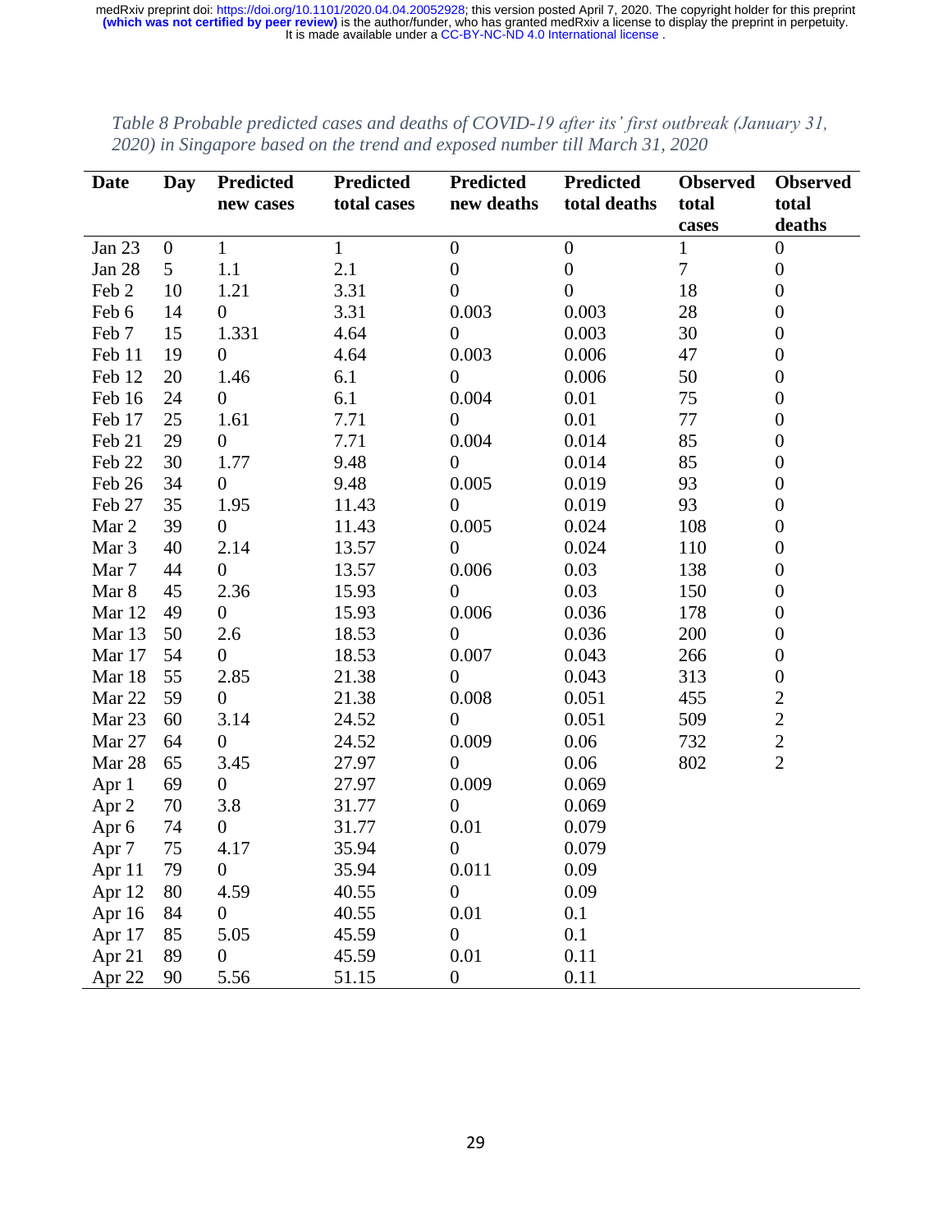*Table 8 Probable predicted cases and deaths of COVID-19 after its' first outbreak (January 31, 2020) in Singapore based on the trend and exposed number till March 31, 2020*

| Date | Day | Predicted new cases | Predicted total cases | Predicted new deaths | Predicted total deaths | Observed total cases | Observed total deaths |
|---|---|---|---|---|---|---|---|
| Jan 23 | 0 | 1 | 1 | 0 | 0 | 1 | 0 |
| Jan 28 | 5 | 1.1 | 2.1 | 0 | 0 | 7 | 0 |
| Feb 2 | 10 | 1.21 | 3.31 | 0 | 0 | 18 | 0 |
| Feb 6 | 14 | 0 | 3.31 | 0.003 | 0.003 | 28 | 0 |
| Feb 7 | 15 | 1.331 | 4.64 | 0 | 0.003 | 30 | 0 |
| Feb 11 | 19 | 0 | 4.64 | 0.003 | 0.006 | 47 | 0 |
| Feb 12 | 20 | 1.46 | 6.1 | 0 | 0.006 | 50 | 0 |
| Feb 16 | 24 | 0 | 6.1 | 0.004 | 0.01 | 75 | 0 |
| Feb 17 | 25 | 1.61 | 7.71 | 0 | 0.01 | 77 | 0 |
| Feb 21 | 29 | 0 | 7.71 | 0.004 | 0.014 | 85 | 0 |
| Feb 22 | 30 | 1.77 | 9.48 | 0 | 0.014 | 85 | 0 |
| Feb 26 | 34 | 0 | 9.48 | 0.005 | 0.019 | 93 | 0 |
| Feb 27 | 35 | 1.95 | 11.43 | 0 | 0.019 | 93 | 0 |
| Mar 2 | 39 | 0 | 11.43 | 0.005 | 0.024 | 108 | 0 |
| Mar 3 | 40 | 2.14 | 13.57 | 0 | 0.024 | 110 | 0 |
| Mar 7 | 44 | 0 | 13.57 | 0.006 | 0.03 | 138 | 0 |
| Mar 8 | 45 | 2.36 | 15.93 | 0 | 0.03 | 150 | 0 |
| Mar 12 | 49 | 0 | 15.93 | 0.006 | 0.036 | 178 | 0 |
| Mar 13 | 50 | 2.6 | 18.53 | 0 | 0.036 | 200 | 0 |
| Mar 17 | 54 | 0 | 18.53 | 0.007 | 0.043 | 266 | 0 |
| Mar 18 | 55 | 2.85 | 21.38 | 0 | 0.043 | 313 | 0 |
| Mar 22 | 59 | 0 | 21.38 | 0.008 | 0.051 | 455 | 2 |
| Mar 23 | 60 | 3.14 | 24.52 | 0 | 0.051 | 509 | 2 |
| Mar 27 | 64 | 0 | 24.52 | 0.009 | 0.06 | 732 | 2 |
| Mar 28 | 65 | 3.45 | 27.97 | 0 | 0.06 | 802 | 2 |
| Apr 1 | 69 | 0 | 27.97 | 0.009 | 0.069 | | |
| Apr 2 | 70 | 3.8 | 31.77 | 0 | 0.069 | | |
| Apr 6 | 74 | 0 | 31.77 | 0.01 | 0.079 | | |
| Apr 7 | 75 | 4.17 | 35.94 | 0 | 0.079 | | |
| Apr 11 | 79 | 0 | 35.94 | 0.011 | 0.09 | | |
| Apr 12 | 80 | 4.59 | 40.55 | 0 | 0.09 | | |
| Apr 16 | 84 | 0 | 40.55 | 0.01 | 0.1 | | |
| Apr 17 | 85 | 5.05 | 45.59 | 0 | 0.1 | | |
| Apr 21 | 89 | 0 | 45.59 | 0.01 | 0.11 | | |
| Apr 22 | 90 | 5.56 | 51.15 | 0 | 0.11 | | |